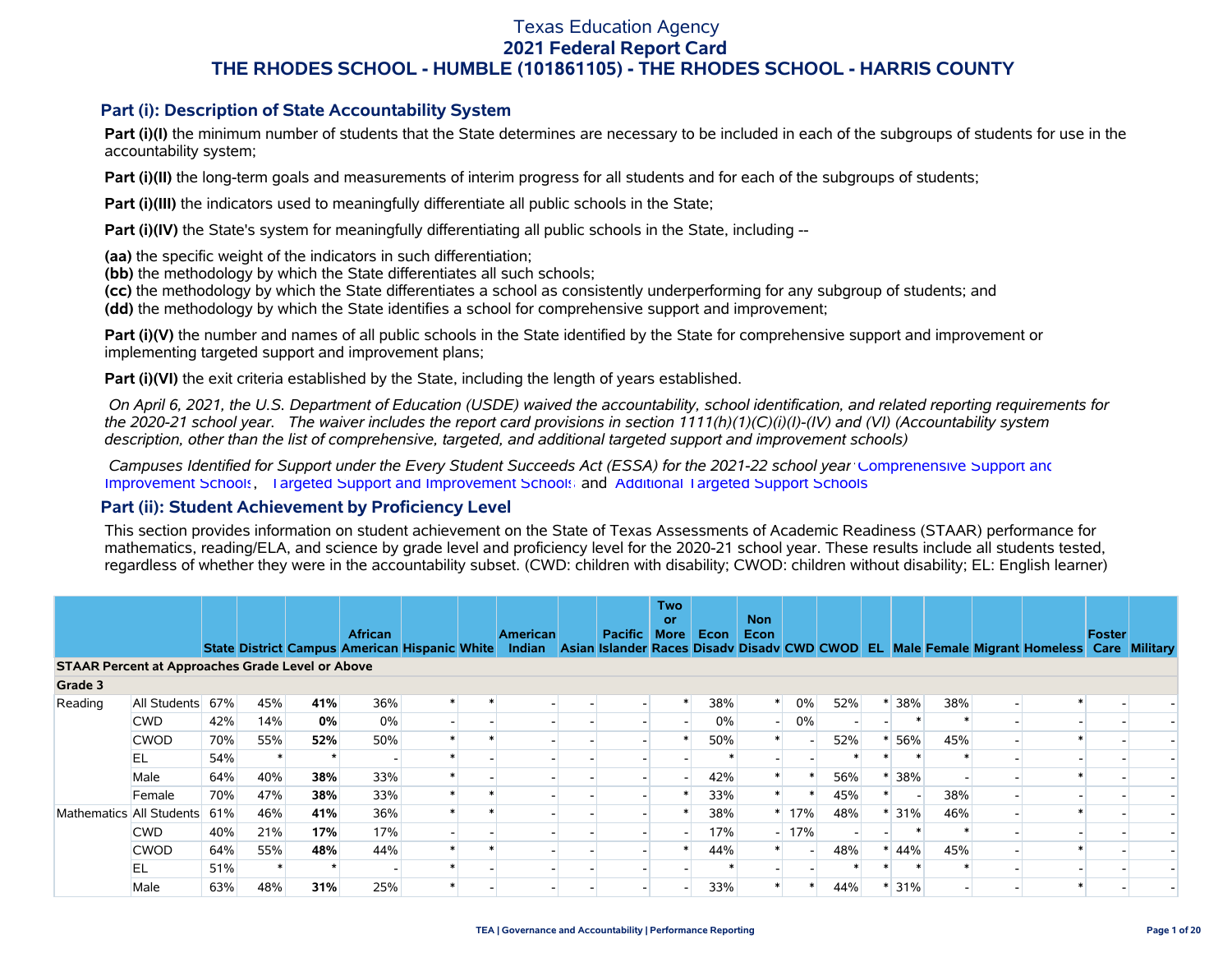# Texas Education Agency
## 2021 Federal Report Card
## THE RHODES SCHOOL - HUMBLE (101861105) - THE RHODES SCHOOL - HARRIS COUNTY

### Part (i): Description of State Accountability System

**Part (i)(I)** the minimum number of students that the State determines are necessary to be included in each of the subgroups of students for use in the accountability system;

**Part (i)(II)** the long-term goals and measurements of interim progress for all students and for each of the subgroups of students;

**Part (i)(III)** the indicators used to meaningfully differentiate all public schools in the State;

**Part (i)(IV)** the State's system for meaningfully differentiating all public schools in the State, including --

**(aa)** the specific weight of the indicators in such differentiation;
**(bb)** the methodology by which the State differentiates all such schools;
**(cc)** the methodology by which the State differentiates a school as consistently underperforming for any subgroup of students; and
**(dd)** the methodology by which the State identifies a school for comprehensive support and improvement;

**Part (i)(V)** the number and names of all public schools in the State identified by the State for comprehensive support and improvement or implementing targeted support and improvement plans;

**Part (i)(VI)** the exit criteria established by the State, including the length of years established.

*On April 6, 2021, the U.S. Department of Education (USDE) waived the accountability, school identification, and related reporting requirements for the 2020-21 school year. The waiver includes the report card provisions in section 1111(h)(1)(C)(i)(I)-(IV) and (VI) (Accountability system description, other than the list of comprehensive, targeted, and additional targeted support and improvement schools)*

*Campuses Identified for Support under the Every Student Succeeds Act (ESSA) for the 2021-22 school year:* Comprehensive Support and Improvement Schools, Targeted Support and Improvement Schools and Additional Targeted Support Schools

### Part (ii): Student Achievement by Proficiency Level

This section provides information on student achievement on the State of Texas Assessments of Academic Readiness (STAAR) performance for mathematics, reading/ELA, and science by grade level and proficiency level for the 2020-21 school year. These results include all students tested, regardless of whether they were in the accountability subset. (CWD: children with disability; CWOD: children without disability; EL: English learner)

| | | State | District | Campus | African American | Hispanic | White | American Indian | Asian | Pacific Islander | Two or More Races | Econ Disadv | Non Econ Disadv | CWD | CWOD | EL | Male | Female | Migrant | Homeless | Foster Care | Military |
|---|---|---|---|---|---|---|---|---|---|---|---|---|---|---|---|---|---|---|---|---|---|---|
| **STAAR Percent at Approaches Grade Level or Above** | | | | | | | | | | | | | | | | | | | | | | |
| **Grade 3** | | | | | | | | | | | | | | | | | | | | | | |
| Reading | All Students | 67% | 45% | **41%** | 36% | * | * | - | - | - | * | 38% | * | 0% | 52% | * | 38% | 38% | - | * | - | - |
| | CWD | 42% | 14% | **0%** | 0% | - | - | - | - | - | - | 0% | - | 0% | - | - | * | * | - | - | - | - |
| | CWOD | 70% | 55% | **52%** | 50% | * | * | - | - | - | * | 50% | * | - | 52% | * | 56% | 45% | - | * | - | - |
| | EL | 54% | * | * | - | * | - | - | - | - | - | * | - | - | * | * | * | * | - | - | - | - |
| | Male | 64% | 40% | **38%** | 33% | * | - | - | - | - | - | 42% | * | * | 56% | * | 38% | - | - | * | - | - |
| | Female | 70% | 47% | **38%** | 33% | * | * | - | - | - | * | 33% | * | * | 45% | * | - | 38% | - | - | - | - |
| Mathematics | All Students | 61% | 46% | **41%** | 36% | * | * | - | - | - | * | 38% | * | 17% | 48% | * | 31% | 46% | - | * | - | - |
| | CWD | 40% | 21% | **17%** | 17% | - | - | - | - | - | - | 17% | - | 17% | - | - | * | * | - | - | - | - |
| | CWOD | 64% | 55% | **48%** | 44% | * | * | - | - | - | * | 44% | * | - | 48% | * | 44% | 45% | - | * | - | - |
| | EL | 51% | * | * | - | * | - | - | - | - | - | * | - | - | * | * | * | * | - | - | - | - |
| | Male | 63% | 48% | **31%** | 25% | * | - | - | - | - | - | 33% | * | * | 44% | * | 31% | - | - | * | - | - |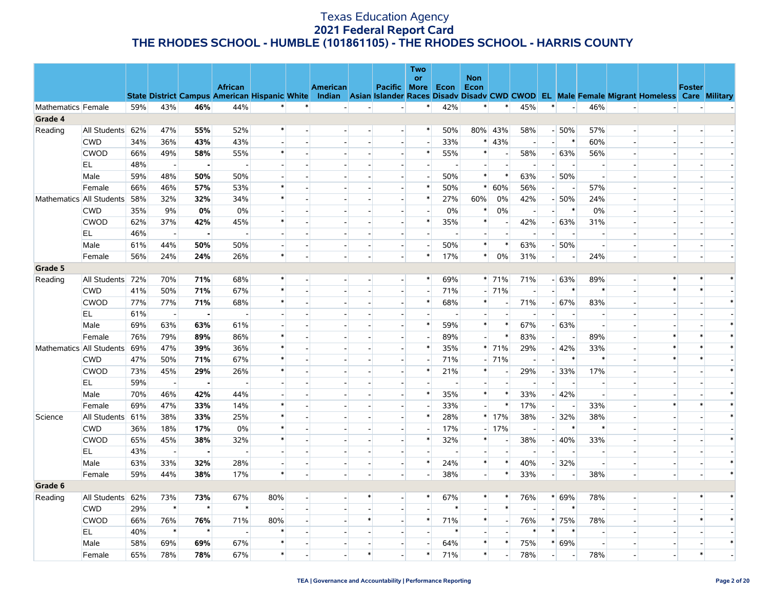# Texas Education Agency
## 2021 Federal Report Card
## THE RHODES SCHOOL - HUMBLE (101861105) - THE RHODES SCHOOL - HARRIS COUNTY

| | | State | District | Campus | African American | Hispanic | White | American Indian | Asian | Pacific Islander | Two or More Races | Econ Disadv | Non Econ Disadv | CWD | CWOD | EL | Male | Female | Migrant | Homeless | Foster Care | Military |
|---|---|---|---|---|---|---|---|---|---|---|---|---|---|---|---|---|---|---|---|---|---|---|
| Mathematics | Female | 59% | 43% | **46%** | 44% | * | * | - | - | - | * | 42% | * | * | 45% | * | - | 46% | - | - | - | - |
| **Grade 4** | | | | | | | | | | | | | | | | | | | | | | |
| Reading | All Students | 62% | 47% | **55%** | 52% | * | - | - | - | - | * | 50% | 80% | 43% | 58% | - | 50% | 57% | - | - | - | - |
| | CWD | 34% | 36% | **43%** | 43% | - | - | - | - | - | - | 33% | * | 43% | - | - | * | 60% | - | - | - | - |
| | CWOD | 66% | 49% | **58%** | 55% | * | - | - | - | - | * | 55% | * | - | 58% | - | 63% | 56% | - | - | - | - |
| | EL | 48% | - | **-** | - | - | - | - | - | - | - | - | - | - | - | - | - | - | - | - | - | - |
| | Male | 59% | 48% | **50%** | 50% | - | - | - | - | - | - | 50% | * | * | 63% | - | 50% | - | - | - | - | - |
| | Female | 66% | 46% | **57%** | 53% | * | - | - | - | - | * | 50% | * | 60% | 56% | - | - | 57% | - | - | - | - |
| Mathematics | All Students | 58% | 32% | **32%** | 34% | * | - | - | - | - | * | 27% | 60% | 0% | 42% | - | 50% | 24% | - | - | - | - |
| | CWD | 35% | 9% | **0%** | 0% | - | - | - | - | - | - | 0% | * | 0% | - | - | * | 0% | - | - | - | - |
| | CWOD | 62% | 37% | **42%** | 45% | * | - | - | - | - | * | 35% | * | - | 42% | - | 63% | 31% | - | - | - | - |
| | EL | 46% | - | **-** | - | - | - | - | - | - | - | - | - | - | - | - | - | - | - | - | - | - |
| | Male | 61% | 44% | **50%** | 50% | - | - | - | - | - | - | 50% | * | * | 63% | - | 50% | - | - | - | - | - |
| | Female | 56% | 24% | **24%** | 26% | * | - | - | - | - | * | 17% | * | 0% | 31% | - | - | 24% | - | - | - | - |
| **Grade 5** | | | | | | | | | | | | | | | | | | | | | | |
| Reading | All Students | 72% | 70% | **71%** | 68% | * | - | - | - | - | * | 69% | * | 71% | 71% | - | 63% | 89% | - | * | * | * |
| | CWD | 41% | 50% | **71%** | 67% | * | - | - | - | - | - | 71% | - | 71% | - | - | * | * | - | * | * | - |
| | CWOD | 77% | 77% | **71%** | 68% | * | - | - | - | - | * | 68% | * | - | 71% | - | 67% | 83% | - | - | - | * |
| | EL | 61% | - | **-** | - | - | - | - | - | - | - | - | - | - | - | - | - | - | - | - | - | - |
| | Male | 69% | 63% | **63%** | 61% | - | - | - | - | - | * | 59% | * | * | 67% | - | 63% | - | - | - | - | * |
| | Female | 76% | 79% | **89%** | 86% | * | - | - | - | - | - | 89% | - | * | 83% | - | - | 89% | - | * | * | * |
| Mathematics | All Students | 69% | 47% | **39%** | 36% | * | - | - | - | - | * | 35% | * | 71% | 29% | - | 42% | 33% | - | * | * | * |
| | CWD | 47% | 50% | **71%** | 67% | * | - | - | - | - | - | 71% | - | 71% | - | - | * | * | - | * | * | - |
| | CWOD | 73% | 45% | **29%** | 26% | * | - | - | - | - | * | 21% | * | - | 29% | - | 33% | 17% | - | - | - | * |
| | EL | 59% | - | **-** | - | - | - | - | - | - | - | - | - | - | - | - | - | - | - | - | - | - |
| | Male | 70% | 46% | **42%** | 44% | - | - | - | - | - | * | 35% | * | * | 33% | - | 42% | - | - | - | - | * |
| | Female | 69% | 47% | **33%** | 14% | * | - | - | - | - | - | 33% | - | * | 17% | - | - | 33% | - | * | * | * |
| Science | All Students | 61% | 38% | **33%** | 25% | * | - | - | - | - | * | 28% | * | 17% | 38% | - | 32% | 38% | - | - | - | * |
| | CWD | 36% | 18% | **17%** | 0% | * | - | - | - | - | - | 17% | - | 17% | - | - | * | * | - | - | - | - |
| | CWOD | 65% | 45% | **38%** | 32% | * | - | - | - | - | * | 32% | * | - | 38% | - | 40% | 33% | - | - | - | * |
| | EL | 43% | - | **-** | - | - | - | - | - | - | - | - | - | - | - | - | - | - | - | - | - | - |
| | Male | 63% | 33% | **32%** | 28% | - | - | - | - | - | * | 24% | * | * | 40% | - | 32% | - | - | - | - | * |
| | Female | 59% | 44% | **38%** | 17% | * | - | - | - | - | - | 38% | - | * | 33% | - | - | 38% | - | - | - | * |
| **Grade 6** | | | | | | | | | | | | | | | | | | | | | | |
| Reading | All Students | 62% | 73% | **73%** | 67% | 80% | - | - | * | - | * | 67% | * | * | 76% | * | 69% | 78% | - | - | * | * |
| | CWD | 29% | * | ***** | * | - | - | - | - | - | - | * | - | * | - | - | * | - | - | - | - | - |
| | CWOD | 66% | 76% | **76%** | 71% | 80% | - | - | * | - | * | 71% | * | - | 76% | * | 75% | 78% | - | - | * | * |
| | EL | 40% | * | ***** | - | * | - | - | - | - | - | * | - | - | * | * | * | - | - | - | - | - |
| | Male | 58% | 69% | **69%** | 67% | * | - | - | - | - | - | 64% | * | * | 75% | * | 69% | - | - | - | - | * |
| | Female | 65% | 78% | **78%** | 67% | * | - | - | * | - | * | 71% | * | - | 78% | - | - | 78% | - | - | * | - |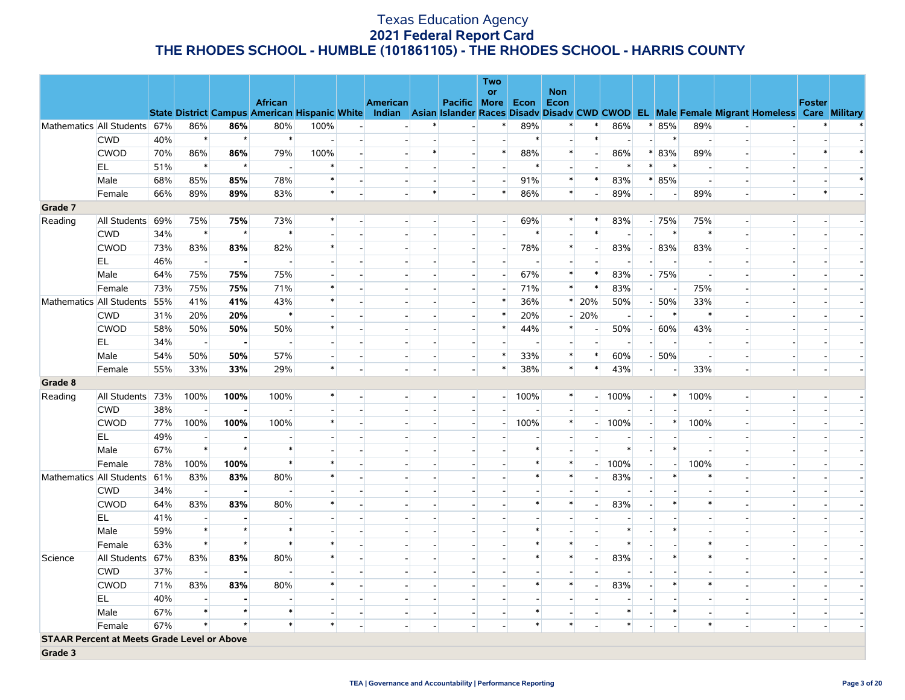# Texas Education Agency
## 2021 Federal Report Card
## THE RHODES SCHOOL - HUMBLE (101861105) - THE RHODES SCHOOL - HARRIS COUNTY

| | | State | District | Campus | African American | Hispanic | White | American Indian | Asian | Pacific Islander | Two or More Races | Econ Disadv | Non Econ Disadv | CWD | CWOD | EL | Male | Female | Migrant | Homeless | Foster Care | Military |
|---|---|---|---|---|---|---|---|---|---|---|---|---|---|---|---|---|---|---|---|---|---|---|
| Mathematics | All Students | 67% | 86% | **86%** | 80% | 100% | - | - | * | - | * | 89% | * | * | 86% | * | 85% | 89% | - | - | * | * |
| | CWD | 40% | * | * | * | - | - | - | - | - | - | * | - | * | - | - | * | - | - | - | - | - |
| | CWOD | 70% | 86% | **86%** | 79% | 100% | - | - | * | - | * | 88% | * | - | 86% | * | 83% | 89% | - | - | * | * |
| | EL | 51% | * | * | - | * | - | - | - | - | - | * | - | - | * | * | * | - | - | - | - | - |
| | Male | 68% | 85% | **85%** | 78% | * | - | - | - | - | - | 91% | * | * | 83% | * | 85% | - | - | - | - | * |
| | Female | 66% | 89% | **89%** | 83% | * | - | - | * | - | * | 86% | * | - | 89% | - | - | 89% | - | - | * | - |
| **Grade 7** | | | | | | | | | | | | | | | | | | | | | | |
| Reading | All Students | 69% | 75% | **75%** | 73% | * | - | - | - | - | - | 69% | * | * | 83% | - | 75% | 75% | - | - | - | - |
| | CWD | 34% | * | * | * | - | - | - | - | - | - | * | - | * | - | - | * | * | - | - | - | - |
| | CWOD | 73% | 83% | **83%** | 82% | * | - | - | - | - | - | 78% | * | - | 83% | - | 83% | 83% | - | - | - | - |
| | EL | 46% | - | **-** | - | - | - | - | - | - | - | - | - | - | - | - | - | - | - | - | - | - |
| | Male | 64% | 75% | **75%** | 75% | - | - | - | - | - | - | 67% | * | * | 83% | - | 75% | - | - | - | - | - |
| | Female | 73% | 75% | **75%** | 71% | * | - | - | - | - | - | 71% | * | * | 83% | - | - | 75% | - | - | - | - |
| Mathematics | All Students | 55% | 41% | **41%** | 43% | * | - | - | - | - | * | 36% | * | 20% | 50% | - | 50% | 33% | - | - | - | - |
| | CWD | 31% | 20% | **20%** | * | - | - | - | - | - | * | 20% | - | 20% | - | - | * | * | - | - | - | - |
| | CWOD | 58% | 50% | **50%** | 50% | * | - | - | - | - | * | 44% | * | - | 50% | - | 60% | 43% | - | - | - | - |
| | EL | 34% | - | **-** | - | - | - | - | - | - | - | - | - | - | - | - | - | - | - | - | - | - |
| | Male | 54% | 50% | **50%** | 57% | - | - | - | - | - | * | 33% | * | * | 60% | - | 50% | - | - | - | - | - |
| | Female | 55% | 33% | **33%** | 29% | * | - | - | - | - | * | 38% | * | * | 43% | - | - | 33% | - | - | - | - |
| **Grade 8** | | | | | | | | | | | | | | | | | | | | | | |
| Reading | All Students | 73% | 100% | **100%** | 100% | * | - | - | - | - | - | 100% | * | - | 100% | - | * | 100% | - | - | - | - |
| | CWD | 38% | - | **-** | - | - | - | - | - | - | - | - | - | - | - | - | - | - | - | - | - | - |
| | CWOD | 77% | 100% | **100%** | 100% | * | - | - | - | - | - | 100% | * | - | 100% | - | * | 100% | - | - | - | - |
| | EL | 49% | - | **-** | - | - | - | - | - | - | - | - | - | - | - | - | - | - | - | - | - | - |
| | Male | 67% | * | * | * | - | - | - | - | - | - | * | - | - | * | - | * | - | - | - | - | - |
| | Female | 78% | 100% | **100%** | * | * | - | - | - | - | - | * | * | - | 100% | - | - | 100% | - | - | - | - |
| Mathematics | All Students | 61% | 83% | **83%** | 80% | * | - | - | - | - | - | * | * | - | 83% | - | * | * | - | - | - | - |
| | CWD | 34% | - | **-** | - | - | - | - | - | - | - | - | - | - | - | - | - | - | - | - | - | - |
| | CWOD | 64% | 83% | **83%** | 80% | * | - | - | - | - | - | * | * | - | 83% | - | * | * | - | - | - | - |
| | EL | 41% | - | **-** | - | - | - | - | - | - | - | - | - | - | - | - | - | - | - | - | - | - |
| | Male | 59% | * | * | * | - | - | - | - | - | - | * | - | - | * | - | * | - | - | - | - | - |
| | Female | 63% | * | * | * | * | - | - | - | - | - | * | * | - | * | - | - | * | - | - | - | - |
| Science | All Students | 67% | 83% | **83%** | 80% | * | - | - | - | - | - | * | * | - | 83% | - | * | * | - | - | - | - |
| | CWD | 37% | - | **-** | - | - | - | - | - | - | - | - | - | - | - | - | - | - | - | - | - | - |
| | CWOD | 71% | 83% | **83%** | 80% | * | - | - | - | - | - | * | * | - | 83% | - | * | * | - | - | - | - |
| | EL | 40% | - | **-** | - | - | - | - | - | - | - | - | - | - | - | - | - | - | - | - | - | - |
| | Male | 67% | * | * | * | - | - | - | - | - | - | * | - | - | * | - | * | - | - | - | - | - |
| | Female | 67% | * | * | * | * | - | - | - | - | - | * | * | - | * | - | - | * | - | - | - | - |
| **STAAR Percent at Meets Grade Level or Above** | | | | | | | | | | | | | | | | | | | | | | |
| **Grade 3** | | | | | | | | | | | | | | | | | | | | | | |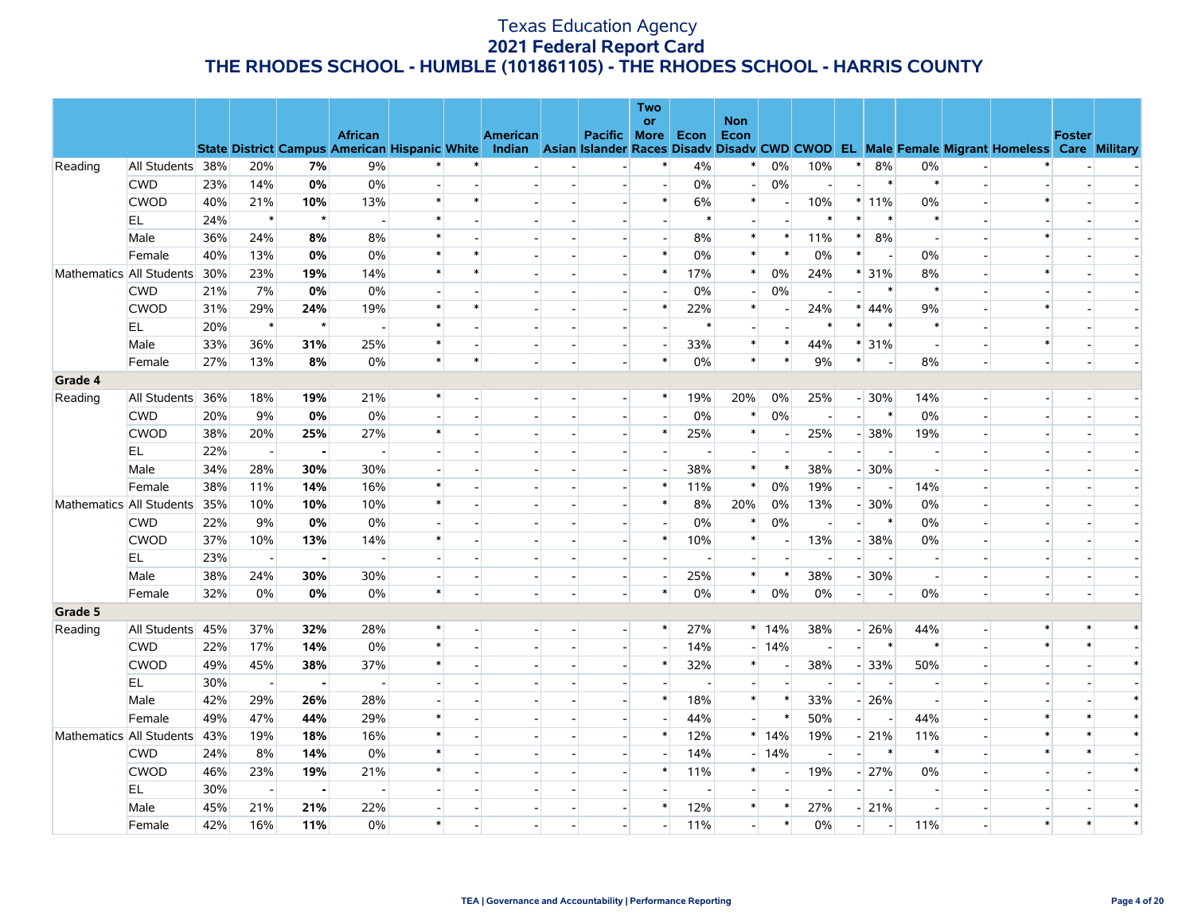# Texas Education Agency
## 2021 Federal Report Card
## THE RHODES SCHOOL - HUMBLE (101861105) - THE RHODES SCHOOL - HARRIS COUNTY

| | | State | District | Campus | African American | Hispanic | White | American Indian | Asian | Pacific Islander | Two or More Races | Econ Disadv | Non Econ Disadv | CWD | CWOD | EL | Male | Female | Migrant | Homeless | Foster Care | Military |
|---|---|---|---|---|---|---|---|---|---|---|---|---|---|---|---|---|---|---|---|---|---|---|
| Reading | All Students | 38% | 20% | **7%** | 9% | * | * | - | - | - | * | 4% | * | 0% | 10% | * | 8% | 0% | - | * | - | - |
| | CWD | 23% | 14% | **0%** | 0% | - | - | - | - | - | - | 0% | - | 0% | - | - | * | * | - | - | - | - |
| | CWOD | 40% | 21% | **10%** | 13% | * | * | - | - | - | * | 6% | * | - | 10% | * | 11% | 0% | - | * | - | - |
| | EL | 24% | * | * | - | * | - | - | - | - | - | * | - | - | * | * | * | * | - | - | - | - |
| | Male | 36% | 24% | **8%** | 8% | * | - | - | - | - | - | 8% | * | * | 11% | * | 8% | - | - | * | - | - |
| | Female | 40% | 13% | **0%** | 0% | * | * | - | - | - | * | 0% | * | * | 0% | * | - | 0% | - | - | - | - |
| Mathematics | All Students | 30% | 23% | **19%** | 14% | * | * | - | - | - | * | 17% | * | 0% | 24% | * | 31% | 8% | - | * | - | - |
| | CWD | 21% | 7% | **0%** | 0% | - | - | - | - | - | - | 0% | - | 0% | - | - | * | * | - | - | - | - |
| | CWOD | 31% | 29% | **24%** | 19% | * | * | - | - | - | * | 22% | * | - | 24% | * | 44% | 9% | - | * | - | - |
| | EL | 20% | * | * | - | * | - | - | - | - | - | * | - | - | * | * | * | * | - | - | - | - |
| | Male | 33% | 36% | **31%** | 25% | * | - | - | - | - | - | 33% | * | * | 44% | * | 31% | - | - | * | - | - |
| | Female | 27% | 13% | **8%** | 0% | * | * | - | - | - | * | 0% | * | * | 9% | * | - | 8% | - | - | - | - |
| **Grade 4** | | | | | | | | | | | | | | | | | | | | | | |
| Reading | All Students | 36% | 18% | **19%** | 21% | * | - | - | - | - | * | 19% | 20% | 0% | 25% | - | 30% | 14% | - | - | - | - |
| | CWD | 20% | 9% | **0%** | 0% | - | - | - | - | - | - | 0% | * | 0% | - | - | * | 0% | - | - | - | - |
| | CWOD | 38% | 20% | **25%** | 27% | * | - | - | - | - | * | 25% | * | - | 25% | - | 38% | 19% | - | - | - | - |
| | EL | 22% | - | **-** | - | - | - | - | - | - | - | - | - | - | - | - | - | - | - | - | - | - |
| | Male | 34% | 28% | **30%** | 30% | - | - | - | - | - | - | 38% | * | * | 38% | - | 30% | - | - | - | - | - |
| | Female | 38% | 11% | **14%** | 16% | * | - | - | - | - | * | 11% | * | 0% | 19% | - | - | 14% | - | - | - | - |
| Mathematics | All Students | 35% | 10% | **10%** | 10% | * | - | - | - | - | * | 8% | 20% | 0% | 13% | - | 30% | 0% | - | - | - | - |
| | CWD | 22% | 9% | **0%** | 0% | - | - | - | - | - | - | 0% | * | 0% | - | - | * | 0% | - | - | - | - |
| | CWOD | 37% | 10% | **13%** | 14% | * | - | - | - | - | * | 10% | * | - | 13% | - | 38% | 0% | - | - | - | - |
| | EL | 23% | - | **-** | - | - | - | - | - | - | - | - | - | - | - | - | - | - | - | - | - | - |
| | Male | 38% | 24% | **30%** | 30% | - | - | - | - | - | - | 25% | * | * | 38% | - | 30% | - | - | - | - | - |
| | Female | 32% | 0% | **0%** | 0% | * | - | - | - | - | * | 0% | * | 0% | 0% | - | - | 0% | - | - | - | - |
| **Grade 5** | | | | | | | | | | | | | | | | | | | | | | |
| Reading | All Students | 45% | 37% | **32%** | 28% | * | - | - | - | - | * | 27% | * | 14% | 38% | - | 26% | 44% | - | * | * | * |
| | CWD | 22% | 17% | **14%** | 0% | * | - | - | - | - | - | 14% | - | 14% | - | - | * | * | - | * | * | - |
| | CWOD | 49% | 45% | **38%** | 37% | * | - | - | - | - | * | 32% | * | - | 38% | - | 33% | 50% | - | - | - | * |
| | EL | 30% | - | **-** | - | - | - | - | - | - | - | - | - | - | - | - | - | - | - | - | - | - |
| | Male | 42% | 29% | **26%** | 28% | - | - | - | - | - | * | 18% | * | * | 33% | - | 26% | - | - | - | - | * |
| | Female | 49% | 47% | **44%** | 29% | * | - | - | - | - | - | 44% | - | * | 50% | - | - | 44% | - | * | * | * |
| Mathematics | All Students | 43% | 19% | **18%** | 16% | * | - | - | - | - | * | 12% | * | 14% | 19% | - | 21% | 11% | - | * | * | * |
| | CWD | 24% | 8% | **14%** | 0% | * | - | - | - | - | - | 14% | - | 14% | - | - | * | * | - | * | * | - |
| | CWOD | 46% | 23% | **19%** | 21% | * | - | - | - | - | * | 11% | * | - | 19% | - | 27% | 0% | - | - | - | * |
| | EL | 30% | - | **-** | - | - | - | - | - | - | - | - | - | - | - | - | - | - | - | - | - | - |
| | Male | 45% | 21% | **21%** | 22% | - | - | - | - | - | * | 12% | * | * | 27% | - | 21% | - | - | - | - | * |
| | Female | 42% | 16% | **11%** | 0% | * | - | - | - | - | - | 11% | - | * | 0% | - | - | 11% | - | * | * | * |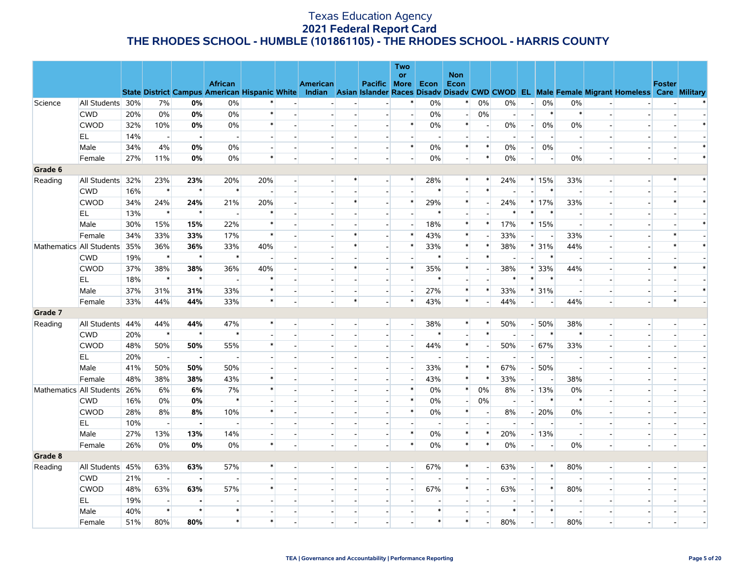# Texas Education Agency
## 2021 Federal Report Card
## THE RHODES SCHOOL - HUMBLE (101861105) - THE RHODES SCHOOL - HARRIS COUNTY

| | | State | District | Campus | African American | Hispanic | White | American Indian | Asian | Pacific Islander | Two or More Races | Econ Disadv | Non Econ Disadv | CWD | CWOD | EL | Male | Female | Migrant | Homeless | Foster Care | Military |
|---|---|---|---|---|---|---|---|---|---|---|---|---|---|---|---|---|---|---|---|---|---|---|
| Science | All Students | 30% | 7% | **0%** | 0% | * | - | - | - | - | * | 0% | * | 0% | 0% | - | 0% | 0% | - | - | - | * |
| | CWD | 20% | 0% | **0%** | 0% | * | - | - | - | - | - | 0% | - | 0% | - | - | * | * | - | - | - | - |
| | CWOD | 32% | 10% | **0%** | 0% | * | - | - | - | - | * | 0% | * | - | 0% | - | 0% | 0% | - | - | - | * |
| | EL | 14% | - | **-** | - | - | - | - | - | - | - | - | - | - | - | - | - | - | - | - | - | - |
| | Male | 34% | 4% | **0%** | 0% | - | - | - | - | - | * | 0% | * | * | 0% | - | 0% | - | - | - | - | * |
| | Female | 27% | 11% | **0%** | 0% | * | - | - | - | - | - | 0% | - | * | 0% | - | - | 0% | - | - | - | * |
| **Grade 6** | | | | | | | | | | | | | | | | | | | | | | |
| Reading | All Students | 32% | 23% | **23%** | 20% | 20% | - | - | * | - | * | 28% | * | * | 24% | * | 15% | 33% | - | - | * | * |
| | CWD | 16% | * | * | * | - | - | - | - | - | - | * | - | * | - | - | * | - | - | - | - | - |
| | CWOD | 34% | 24% | **24%** | 21% | 20% | - | - | * | - | * | 29% | * | - | 24% | * | 17% | 33% | - | - | * | * |
| | EL | 13% | * | * | - | * | - | - | - | - | - | * | - | - | * | * | * | - | - | - | - | - |
| | Male | 30% | 15% | **15%** | 22% | * | - | - | - | - | - | 18% | * | * | 17% | * | 15% | - | - | - | - | * |
| | Female | 34% | 33% | **33%** | 17% | * | - | - | * | - | * | 43% | * | - | 33% | - | - | 33% | - | - | * | - |
| Mathematics | All Students | 35% | 36% | **36%** | 33% | 40% | - | - | * | - | * | 33% | * | * | 38% | * | 31% | 44% | - | - | * | * |
| | CWD | 19% | * | * | * | - | - | - | - | - | - | * | - | * | - | - | * | - | - | - | - | - |
| | CWOD | 37% | 38% | **38%** | 36% | 40% | - | - | * | - | * | 35% | * | - | 38% | * | 33% | 44% | - | - | * | * |
| | EL | 18% | * | * | - | * | - | - | - | - | - | * | - | - | * | * | * | - | - | - | - | - |
| | Male | 37% | 31% | **31%** | 33% | * | - | - | - | - | - | 27% | * | * | 33% | * | 31% | - | - | - | - | * |
| | Female | 33% | 44% | **44%** | 33% | * | - | - | * | - | * | 43% | * | - | 44% | - | - | 44% | - | - | * | - |
| **Grade 7** | | | | | | | | | | | | | | | | | | | | | | |
| Reading | All Students | 44% | 44% | **44%** | 47% | * | - | - | - | - | - | 38% | * | * | 50% | - | 50% | 38% | - | - | - | - |
| | CWD | 20% | * | * | * | - | - | - | - | - | - | * | - | * | - | - | * | * | - | - | - | - |
| | CWOD | 48% | 50% | **50%** | 55% | * | - | - | - | - | - | 44% | * | - | 50% | - | 67% | 33% | - | - | - | - |
| | EL | 20% | - | **-** | - | - | - | - | - | - | - | - | - | - | - | - | - | - | - | - | - | - |
| | Male | 41% | 50% | **50%** | 50% | - | - | - | - | - | - | 33% | * | * | 67% | - | 50% | - | - | - | - | - |
| | Female | 48% | 38% | **38%** | 43% | * | - | - | - | - | - | 43% | * | * | 33% | - | - | 38% | - | - | - | - |
| Mathematics | All Students | 26% | 6% | **6%** | 7% | * | - | - | - | - | * | 0% | * | 0% | 8% | - | 13% | 0% | - | - | - | - |
| | CWD | 16% | 0% | **0%** | * | - | - | - | - | - | * | 0% | - | 0% | - | - | * | * | - | - | - | - |
| | CWOD | 28% | 8% | **8%** | 10% | * | - | - | - | - | * | 0% | * | - | 8% | - | 20% | 0% | - | - | - | - |
| | EL | 10% | - | **-** | - | - | - | - | - | - | - | - | - | - | - | - | - | - | - | - | - | - |
| | Male | 27% | 13% | **13%** | 14% | - | - | - | - | - | * | 0% | * | * | 20% | - | 13% | - | - | - | - | - |
| | Female | 26% | 0% | **0%** | 0% | * | - | - | - | - | * | 0% | * | * | 0% | - | - | 0% | - | - | - | - |
| **Grade 8** | | | | | | | | | | | | | | | | | | | | | | |
| Reading | All Students | 45% | 63% | **63%** | 57% | * | - | - | - | - | - | 67% | * | - | 63% | - | * | 80% | - | - | - | - |
| | CWD | 21% | - | **-** | - | - | - | - | - | - | - | - | - | - | - | - | - | - | - | - | - | - |
| | CWOD | 48% | 63% | **63%** | 57% | * | - | - | - | - | - | 67% | * | - | 63% | - | * | 80% | - | - | - | - |
| | EL | 19% | - | **-** | - | - | - | - | - | - | - | - | - | - | - | - | - | - | - | - | - | - |
| | Male | 40% | * | * | * | - | - | - | - | - | - | * | - | - | * | - | * | - | - | - | - | - |
| | Female | 51% | 80% | **80%** | * | * | - | - | - | - | - | * | * | - | 80% | - | - | 80% | - | - | - | - |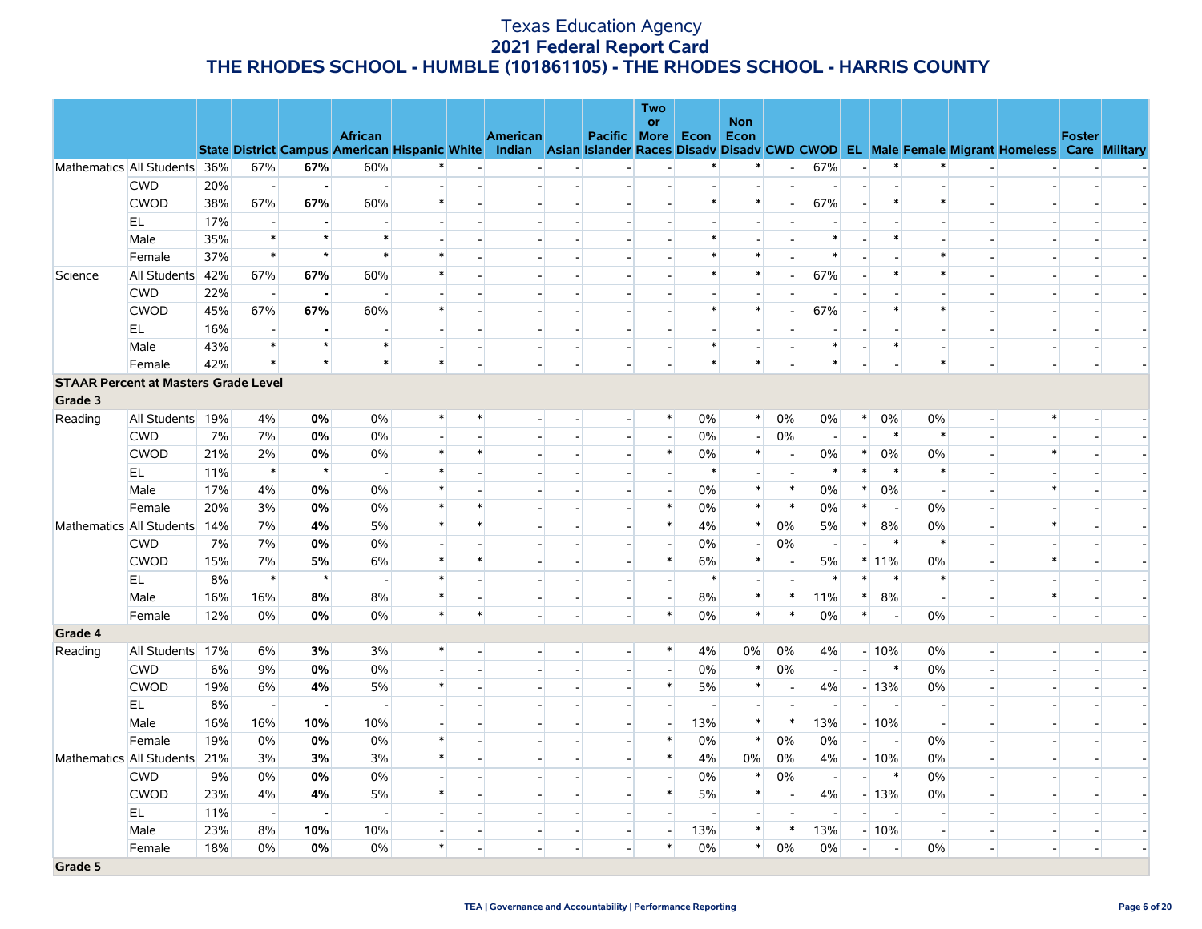# Texas Education Agency
## 2021 Federal Report Card
## THE RHODES SCHOOL - HUMBLE (101861105) - THE RHODES SCHOOL - HARRIS COUNTY

| | | State | District | Campus | African American | Hispanic | White | American Indian | Asian | Pacific Islander | Two or More Races | Econ Disadv | Non Econ Disadv | CWD | CWOD | EL | Male | Female | Migrant | Homeless | Foster Care | Military |
|---|---|---|---|---|---|---|---|---|---|---|---|---|---|---|---|---|---|---|---|---|---|---|
| Mathematics | All Students | 36% | 67% | **67%** | 60% | * | - | - | - | - | - | * | * | - | 67% | - | * | * | - | - | - | - |
| | CWD | 20% | - | **-** | - | - | - | - | - | - | - | - | - | - | - | - | - | - | - | - | - | - |
| | CWOD | 38% | 67% | **67%** | 60% | * | - | - | - | - | - | * | * | - | 67% | - | * | * | - | - | - | - |
| | EL | 17% | - | **-** | - | - | - | - | - | - | - | - | - | - | - | - | - | - | - | - | - | - |
| | Male | 35% | * | * | * | - | - | - | - | - | - | * | - | - | * | - | * | - | - | - | - | - |
| | Female | 37% | * | * | * | * | - | - | - | - | - | * | * | - | * | - | - | * | - | - | - | - |
| Science | All Students | 42% | 67% | **67%** | 60% | * | - | - | - | - | - | * | * | - | 67% | - | * | * | - | - | - | - |
| | CWD | 22% | - | **-** | - | - | - | - | - | - | - | - | - | - | - | - | - | - | - | - | - | - |
| | CWOD | 45% | 67% | **67%** | 60% | * | - | - | - | - | - | * | * | - | 67% | - | * | * | - | - | - | - |
| | EL | 16% | - | **-** | - | - | - | - | - | - | - | - | - | - | - | - | - | - | - | - | - | - |
| | Male | 43% | * | * | * | - | - | - | - | - | - | * | - | - | * | - | * | - | - | - | - | - |
| | Female | 42% | * | * | * | * | - | - | - | - | - | * | * | - | * | - | - | * | - | - | - | - |
| **STAAR Percent at Masters Grade Level** | | | | | | | | | | | | | | | | | | | | | | |
| **Grade 3** | | | | | | | | | | | | | | | | | | | | | | |
| Reading | All Students | 19% | 4% | **0%** | 0% | * | * | - | - | - | * | 0% | * | 0% | 0% | * | 0% | 0% | - | * | - | - |
| | CWD | 7% | 7% | **0%** | 0% | - | - | - | - | - | - | 0% | - | 0% | - | - | * | * | - | - | - | - |
| | CWOD | 21% | 2% | **0%** | 0% | * | * | - | - | - | * | 0% | * | - | 0% | * | 0% | 0% | - | * | - | - |
| | EL | 11% | * | * | - | * | - | - | - | - | - | * | - | - | * | * | * | * | - | - | - | - |
| | Male | 17% | 4% | **0%** | 0% | * | - | - | - | - | - | 0% | * | * | 0% | * | 0% | - | - | * | - | - |
| | Female | 20% | 3% | **0%** | 0% | * | * | - | - | - | * | 0% | * | * | 0% | * | - | 0% | - | - | - | - |
| Mathematics | All Students | 14% | 7% | **4%** | 5% | * | * | - | - | - | * | 4% | * | 0% | 5% | * | 8% | 0% | - | * | - | - |
| | CWD | 7% | 7% | **0%** | 0% | - | - | - | - | - | - | 0% | - | 0% | - | - | * | * | - | - | - | - |
| | CWOD | 15% | 7% | **5%** | 6% | * | * | - | - | - | * | 6% | * | - | 5% | * | 11% | 0% | - | * | - | - |
| | EL | 8% | * | * | - | * | - | - | - | - | - | * | - | - | * | * | * | * | - | - | - | - |
| | Male | 16% | 16% | **8%** | 8% | * | - | - | - | - | - | 8% | * | * | 11% | * | 8% | - | - | * | - | - |
| | Female | 12% | 0% | **0%** | 0% | * | * | - | - | - | * | 0% | * | * | 0% | * | - | 0% | - | - | - | - |
| **Grade 4** | | | | | | | | | | | | | | | | | | | | | | |
| Reading | All Students | 17% | 6% | **3%** | 3% | * | - | - | - | - | * | 4% | 0% | 0% | 4% | - | 10% | 0% | - | - | - | - |
| | CWD | 6% | 9% | **0%** | 0% | - | - | - | - | - | - | 0% | * | 0% | - | - | * | 0% | - | - | - | - |
| | CWOD | 19% | 6% | **4%** | 5% | * | - | - | - | - | * | 5% | * | - | 4% | - | 13% | 0% | - | - | - | - |
| | EL | 8% | - | **-** | - | - | - | - | - | - | - | - | - | - | - | - | - | - | - | - | - | - |
| | Male | 16% | 16% | **10%** | 10% | - | - | - | - | - | - | 13% | * | * | 13% | - | 10% | - | - | - | - | - |
| | Female | 19% | 0% | **0%** | 0% | * | - | - | - | - | * | 0% | * | 0% | 0% | - | - | 0% | - | - | - | - |
| Mathematics | All Students | 21% | 3% | **3%** | 3% | * | - | - | - | - | * | 4% | 0% | 0% | 4% | - | 10% | 0% | - | - | - | - |
| | CWD | 9% | 0% | **0%** | 0% | - | - | - | - | - | - | 0% | * | 0% | - | - | * | 0% | - | - | - | - |
| | CWOD | 23% | 4% | **4%** | 5% | * | - | - | - | - | * | 5% | * | - | 4% | - | 13% | 0% | - | - | - | - |
| | EL | 11% | - | **-** | - | - | - | - | - | - | - | - | - | - | - | - | - | - | - | - | - | - |
| | Male | 23% | 8% | **10%** | 10% | - | - | - | - | - | - | 13% | * | * | 13% | - | 10% | - | - | - | - | - |
| | Female | 18% | 0% | **0%** | 0% | * | - | - | - | - | * | 0% | * | 0% | 0% | - | - | 0% | - | - | - | - |
| **Grade 5** | | | | | | | | | | | | | | | | | | | | | | |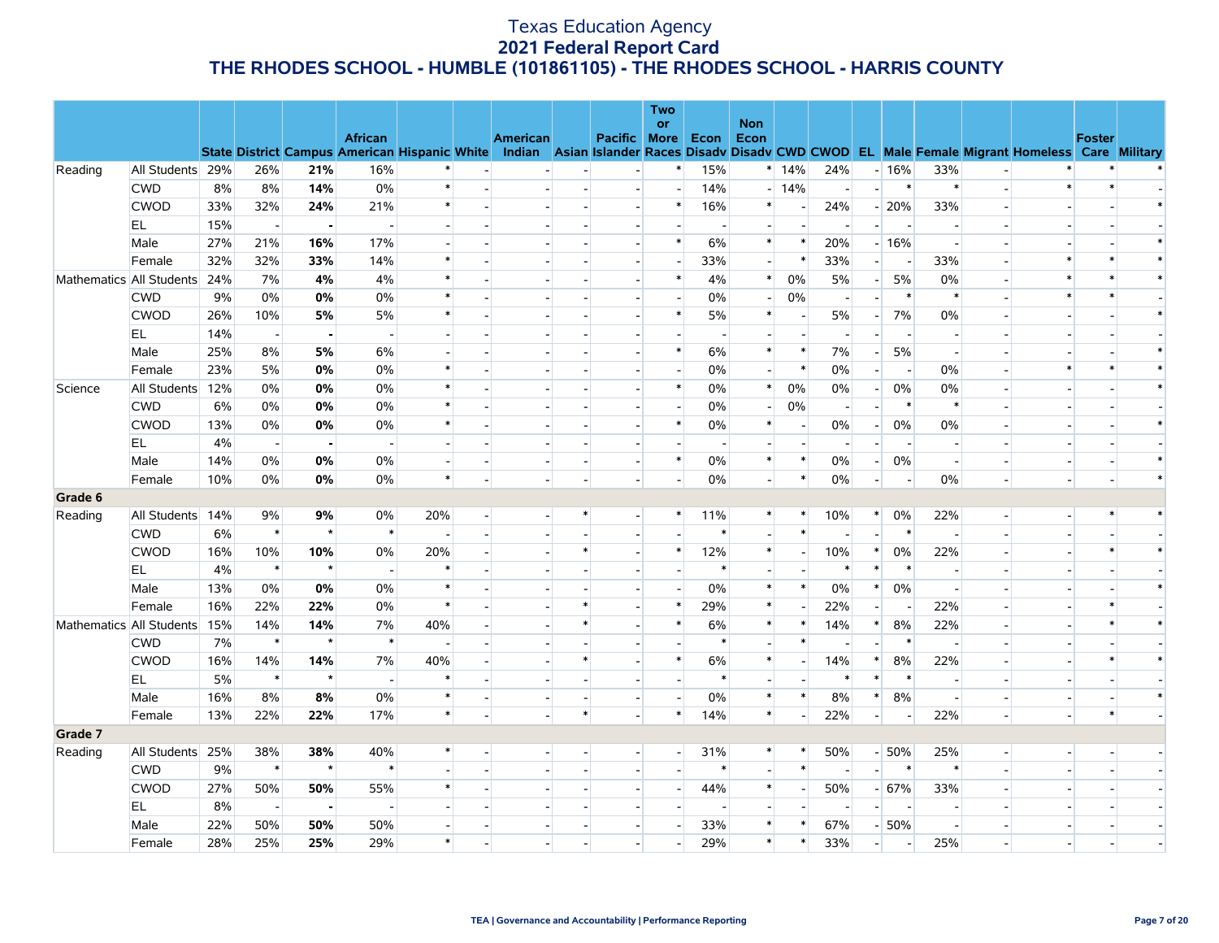# Texas Education Agency
## 2021 Federal Report Card
## THE RHODES SCHOOL - HUMBLE (101861105) - THE RHODES SCHOOL - HARRIS COUNTY

| | | State | District | Campus | African American | Hispanic | White | American Indian | Asian | Pacific Islander | Two or More Races | Econ Disadv | Non Econ Disadv | CWD | CWOD | EL | Male | Female | Migrant | Homeless | Foster Care | Military |
|---|---|---|---|---|---|---|---|---|---|---|---|---|---|---|---|---|---|---|---|---|---|---|
| Reading | All Students | 29% | 26% | **21%** | 16% | * | - | - | - | - | * | 15% | * | 14% | 24% | - | 16% | 33% | - | * | * | * |
| | CWD | 8% | 8% | **14%** | 0% | * | - | - | - | - | - | 14% | - | 14% | - | - | * | * | - | * | * | - |
| | CWOD | 33% | 32% | **24%** | 21% | * | - | - | - | - | * | 16% | * | - | 24% | - | 20% | 33% | - | - | - | * |
| | EL | 15% | - | **-** | - | - | - | - | - | - | - | - | - | - | - | - | - | - | - | - | - | - |
| | Male | 27% | 21% | **16%** | 17% | - | - | - | - | - | * | 6% | * | * | 20% | - | 16% | - | - | - | - | * |
| | Female | 32% | 32% | **33%** | 14% | * | - | - | - | - | - | 33% | - | * | 33% | - | - | 33% | - | * | * | * |
| Mathematics | All Students | 24% | 7% | **4%** | 4% | * | - | - | - | - | * | 4% | * | 0% | 5% | - | 5% | 0% | - | * | * | * |
| | CWD | 9% | 0% | **0%** | 0% | * | - | - | - | - | - | 0% | - | 0% | - | - | * | * | - | * | * | - |
| | CWOD | 26% | 10% | **5%** | 5% | * | - | - | - | - | * | 5% | * | - | 5% | - | 7% | 0% | - | - | - | * |
| | EL | 14% | - | **-** | - | - | - | - | - | - | - | - | - | - | - | - | - | - | - | - | - | - |
| | Male | 25% | 8% | **5%** | 6% | - | - | - | - | - | * | 6% | * | * | 7% | - | 5% | - | - | - | - | * |
| | Female | 23% | 5% | **0%** | 0% | * | - | - | - | - | - | 0% | - | * | 0% | - | - | 0% | - | * | * | * |
| Science | All Students | 12% | 0% | **0%** | 0% | * | - | - | - | - | * | 0% | * | 0% | 0% | - | 0% | 0% | - | - | - | * |
| | CWD | 6% | 0% | **0%** | 0% | * | - | - | - | - | - | 0% | - | 0% | - | - | * | * | - | - | - | - |
| | CWOD | 13% | 0% | **0%** | 0% | * | - | - | - | - | * | 0% | * | - | 0% | - | 0% | 0% | - | - | - | * |
| | EL | 4% | - | **-** | - | - | - | - | - | - | - | - | - | - | - | - | - | - | - | - | - | - |
| | Male | 14% | 0% | **0%** | 0% | - | - | - | - | - | * | 0% | * | * | 0% | - | 0% | - | - | - | - | * |
| | Female | 10% | 0% | **0%** | 0% | * | - | - | - | - | - | 0% | - | * | 0% | - | - | 0% | - | - | - | * |
| **Grade 6** | | | | | | | | | | | | | | | | | | | | | | |
| Reading | All Students | 14% | 9% | **9%** | 0% | 20% | - | - | * | - | * | 11% | * | * | 10% | * | 0% | 22% | - | - | * | * |
| | CWD | 6% | * | * | * | - | - | - | - | - | - | * | - | * | - | - | * | - | - | - | - | - |
| | CWOD | 16% | 10% | **10%** | 0% | 20% | - | - | * | - | * | 12% | * | - | 10% | * | 0% | 22% | - | - | * | * |
| | EL | 4% | * | * | - | * | - | - | - | - | - | * | - | - | * | * | * | - | - | - | - | - |
| | Male | 13% | 0% | **0%** | 0% | * | - | - | - | - | - | 0% | * | * | 0% | * | 0% | - | - | - | - | * |
| | Female | 16% | 22% | **22%** | 0% | * | - | - | * | - | * | 29% | * | - | 22% | - | - | 22% | - | - | * | - |
| Mathematics | All Students | 15% | 14% | **14%** | 7% | 40% | - | - | * | - | * | 6% | * | * | 14% | * | 8% | 22% | - | - | * | * |
| | CWD | 7% | * | * | * | - | - | - | - | - | - | * | - | * | - | - | * | - | - | - | - | - |
| | CWOD | 16% | 14% | **14%** | 7% | 40% | - | - | * | - | * | 6% | * | - | 14% | * | 8% | 22% | - | - | * | * |
| | EL | 5% | * | * | - | * | - | - | - | - | - | * | - | - | * | * | * | - | - | - | - | - |
| | Male | 16% | 8% | **8%** | 0% | * | - | - | - | - | - | 0% | * | * | 8% | * | 8% | - | - | - | - | * |
| | Female | 13% | 22% | **22%** | 17% | * | - | - | * | - | * | 14% | * | - | 22% | - | - | 22% | - | - | * | - |
| **Grade 7** | | | | | | | | | | | | | | | | | | | | | | |
| Reading | All Students | 25% | 38% | **38%** | 40% | * | - | - | - | - | - | 31% | * | * | 50% | - | 50% | 25% | - | - | - | - |
| | CWD | 9% | * | * | * | - | - | - | - | - | - | * | - | * | - | - | * | * | - | - | - | - |
| | CWOD | 27% | 50% | **50%** | 55% | * | - | - | - | - | - | 44% | * | - | 50% | - | 67% | 33% | - | - | - | - |
| | EL | 8% | - | **-** | - | - | - | - | - | - | - | - | - | - | - | - | - | - | - | - | - | - |
| | Male | 22% | 50% | **50%** | 50% | - | - | - | - | - | - | 33% | * | * | 67% | - | 50% | - | - | - | - | - |
| | Female | 28% | 25% | **25%** | 29% | * | - | - | - | - | - | 29% | * | * | 33% | - | - | 25% | - | - | - | - |

TEA | Governance and Accountability | Performance Reporting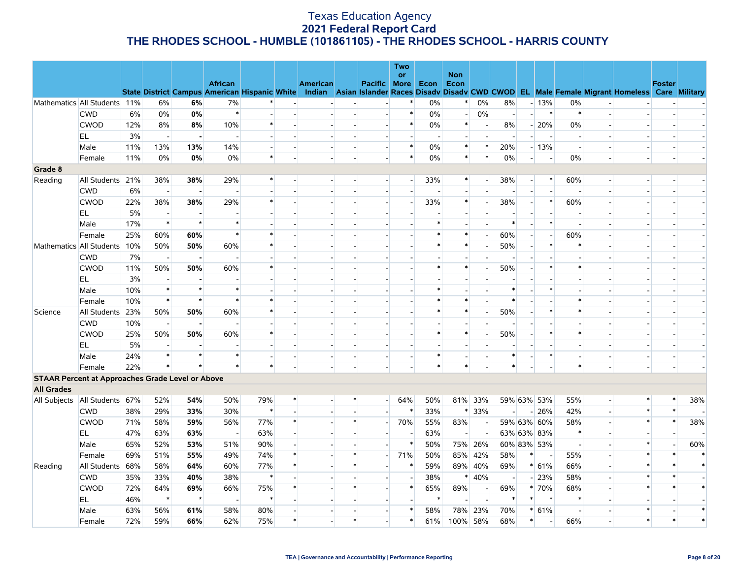# Texas Education Agency
## 2021 Federal Report Card
## THE RHODES SCHOOL - HUMBLE (101861105) - THE RHODES SCHOOL - HARRIS COUNTY

| | | State | District | Campus | African American | Hispanic | White | American Indian | Asian | Pacific Islander | Two or More Races | Econ Disadv | Non Econ Disadv | CWD | CWOD | EL | Male | Female | Migrant | Homeless | Foster Care | Military |
|---|---|---|---|---|---|---|---|---|---|---|---|---|---|---|---|---|---|---|---|---|---|---|
| Mathematics | All Students | 11% | 6% | **6%** | 7% | * | - | - | - | - | * | 0% | * | 0% | 8% | - | 13% | 0% | - | - | - | - |
| | CWD | 6% | 0% | **0%** | * | - | - | - | - | - | * | 0% | - | 0% | - | - | * | * | - | - | - | - |
| | CWOD | 12% | 8% | **8%** | 10% | * | - | - | - | - | * | 0% | * | - | 8% | - | 20% | 0% | - | - | - | - |
| | EL | 3% | - | **-** | - | - | - | - | - | - | - | - | - | - | - | - | - | - | - | - | - | - |
| | Male | 11% | 13% | **13%** | 14% | - | - | - | - | - | * | 0% | * | * | 20% | - | 13% | - | - | - | - | - |
| | Female | 11% | 0% | **0%** | 0% | * | - | - | - | - | * | 0% | * | * | 0% | - | - | 0% | - | - | - | - |
| **Grade 8** | | | | | | | | | | | | | | | | | | | | | | |
| Reading | All Students | 21% | 38% | **38%** | 29% | * | - | - | - | - | - | 33% | * | - | 38% | - | * | 60% | - | - | - | - |
| | CWD | 6% | - | **-** | - | - | - | - | - | - | - | - | - | - | - | - | - | - | - | - | - | - |
| | CWOD | 22% | 38% | **38%** | 29% | * | - | - | - | - | - | 33% | * | - | 38% | - | * | 60% | - | - | - | - |
| | EL | 5% | - | **-** | - | - | - | - | - | - | - | - | - | - | - | - | - | - | - | - | - | - |
| | Male | 17% | * | * | * | - | - | - | - | - | - | * | - | - | * | - | * | - | - | - | - | - |
| | Female | 25% | 60% | **60%** | * | * | - | - | - | - | - | * | * | - | 60% | - | - | 60% | - | - | - | - |
| Mathematics | All Students | 10% | 50% | **50%** | 60% | * | - | - | - | - | - | * | * | - | 50% | - | * | * | - | - | - | - |
| | CWD | 7% | - | **-** | - | - | - | - | - | - | - | - | - | - | - | - | - | - | - | - | - | - |
| | CWOD | 11% | 50% | **50%** | 60% | * | - | - | - | - | - | * | * | - | 50% | - | * | * | - | - | - | - |
| | EL | 3% | - | **-** | - | - | - | - | - | - | - | - | - | - | - | - | - | - | - | - | - | - |
| | Male | 10% | * | * | * | - | - | - | - | - | - | * | - | - | * | - | * | - | - | - | - | - |
| | Female | 10% | * | * | * | * | - | - | - | - | - | * | * | - | * | - | - | * | - | - | - | - |
| Science | All Students | 23% | 50% | **50%** | 60% | * | - | - | - | - | - | * | * | - | 50% | - | * | * | - | - | - | - |
| | CWD | 10% | - | **-** | - | - | - | - | - | - | - | - | - | - | - | - | - | - | - | - | - | - |
| | CWOD | 25% | 50% | **50%** | 60% | * | - | - | - | - | - | * | * | - | 50% | - | * | * | - | - | - | - |
| | EL | 5% | - | **-** | - | - | - | - | - | - | - | - | - | - | - | - | - | - | - | - | - | - |
| | Male | 24% | * | * | * | - | - | - | - | - | - | * | - | - | * | - | * | - | - | - | - | - |
| | Female | 22% | * | * | * | * | - | - | - | - | - | * | * | - | * | - | - | * | - | - | - | - |
| **STAAR Percent at Approaches Grade Level or Above** | | | | | | | | | | | | | | | | | | | | | | |
| **All Grades** | | | | | | | | | | | | | | | | | | | | | | |
| All Subjects | All Students | 67% | 52% | **54%** | 50% | 79% | * | - | * | - | 64% | 50% | 81% | 33% | 59% | 63% | 53% | 55% | - | * | * | 38% |
| | CWD | 38% | 29% | **33%** | 30% | * | - | - | - | - | * | 33% | * | 33% | - | - | 26% | 42% | - | * | * | - |
| | CWOD | 71% | 58% | **59%** | 56% | 77% | * | - | * | - | 70% | 55% | 83% | - | 59% | 63% | 60% | 58% | - | * | * | 38% |
| | EL | 47% | 63% | **63%** | - | 63% | - | - | - | - | - | 63% | - | - | 63% | 63% | 83% | * | - | - | - | - |
| | Male | 65% | 52% | **53%** | 51% | 90% | - | - | - | - | * | 50% | 75% | 26% | 60% | 83% | 53% | - | - | * | - | 60% |
| | Female | 69% | 51% | **55%** | 49% | 74% | * | - | * | - | 71% | 50% | 85% | 42% | 58% | * | - | 55% | - | * | * | * |
| Reading | All Students | 68% | 58% | **64%** | 60% | 77% | * | - | * | - | * | 59% | 89% | 40% | 69% | * | 61% | 66% | - | * | * | * |
| | CWD | 35% | 33% | **40%** | 38% | * | - | - | - | - | - | 38% | * | 40% | - | - | 23% | 58% | - | * | * | - |
| | CWOD | 72% | 64% | **69%** | 66% | 75% | * | - | * | - | * | 65% | 89% | - | 69% | * | 70% | 68% | - | * | * | * |
| | EL | 46% | * | * | - | * | - | - | - | - | - | * | - | - | * | * | * | * | - | - | - | - |
| | Male | 63% | 56% | **61%** | 58% | 80% | - | - | - | - | * | 58% | 78% | 23% | 70% | * | 61% | - | - | * | - | * |
| | Female | 72% | 59% | **66%** | 62% | 75% | * | - | * | - | * | 61% | 100% | 58% | 68% | * | - | 66% | - | * | * | * |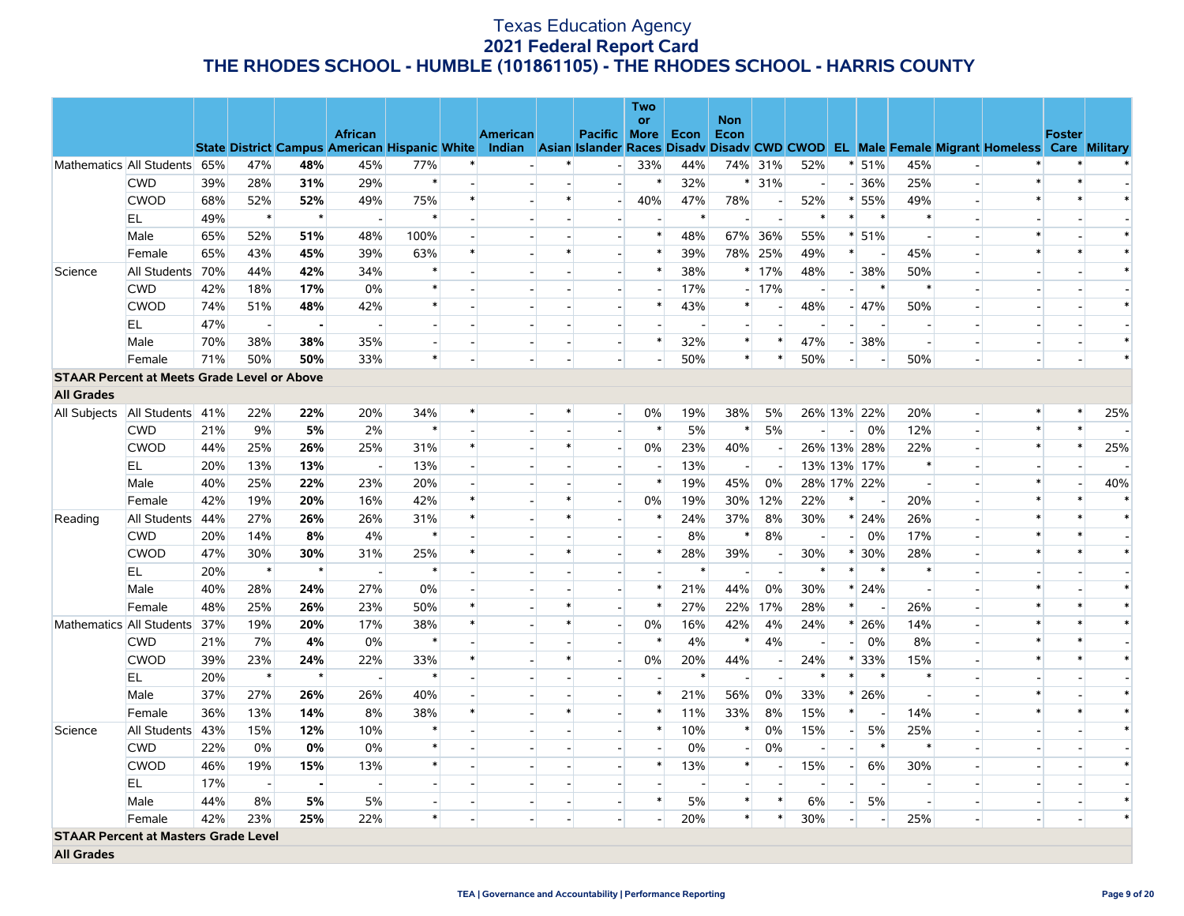# Texas Education Agency
## 2021 Federal Report Card
## THE RHODES SCHOOL - HUMBLE (101861105) - THE RHODES SCHOOL - HARRIS COUNTY

| | | State | District | Campus | African American | Hispanic | White | American Indian | Asian | Pacific Islander | Two or More Races | Econ Disadv | Non Econ Disadv | CWD | CWOD | EL | Male | Female | Migrant | Homeless | Foster Care | Military |
|---|---|---|---|---|---|---|---|---|---|---|---|---|---|---|---|---|---|---|---|---|---|---|
| Mathematics | All Students | 65% | 47% | **48%** | 45% | 77% | * | - | * | - | 33% | 44% | 74% | 31% | 52% | * | 51% | 45% | - | * | * | * |
| | CWD | 39% | 28% | **31%** | 29% | * | - | - | - | - | * | 32% | * | 31% | - | - | 36% | 25% | - | * | * | - |
| | CWOD | 68% | 52% | **52%** | 49% | 75% | * | - | * | - | 40% | 47% | 78% | - | 52% | * | 55% | 49% | - | * | * | * |
| | EL | 49% | * | * | - | * | - | - | - | - | - | * | - | - | * | * | * | * | - | - | - | - |
| | Male | 65% | 52% | **51%** | 48% | 100% | - | - | - | - | * | 48% | 67% | 36% | 55% | * | 51% | - | - | * | - | * |
| | Female | 65% | 43% | **45%** | 39% | 63% | * | - | * | - | * | 39% | 78% | 25% | 49% | * | - | 45% | - | * | * | * |
| Science | All Students | 70% | 44% | **42%** | 34% | * | - | - | - | - | * | 38% | * | 17% | 48% | - | 38% | 50% | - | - | - | * |
| | CWD | 42% | 18% | **17%** | 0% | * | - | - | - | - | - | 17% | - | 17% | - | - | * | * | - | - | - | - |
| | CWOD | 74% | 51% | **48%** | 42% | * | - | - | - | - | * | 43% | * | - | 48% | - | 47% | 50% | - | - | - | * |
| | EL | 47% | - | **-** | - | - | - | - | - | - | - | - | - | - | - | - | - | - | - | - | - | - |
| | Male | 70% | 38% | **38%** | 35% | - | - | - | - | - | * | 32% | * | * | 47% | - | 38% | - | - | - | - | * |
| | Female | 71% | 50% | **50%** | 33% | * | - | - | - | - | - | 50% | * | * | 50% | - | - | 50% | - | - | - | * |
| **STAAR Percent at Meets Grade Level or Above** | | | | | | | | | | | | | | | | | | | | | | |
| **All Grades** | | | | | | | | | | | | | | | | | | | | | | |
| All Subjects | All Students | 41% | 22% | **22%** | 20% | 34% | * | - | * | - | 0% | 19% | 38% | 5% | 26% | 13% | 22% | 20% | - | * | * | 25% |
| | CWD | 21% | 9% | **5%** | 2% | * | - | - | - | - | * | 5% | * | 5% | - | - | 0% | 12% | - | * | * | - |
| | CWOD | 44% | 25% | **26%** | 25% | 31% | * | - | * | - | 0% | 23% | 40% | - | 26% | 13% | 28% | 22% | - | * | * | 25% |
| | EL | 20% | 13% | **13%** | - | 13% | - | - | - | - | - | 13% | - | - | 13% | 13% | 17% | * | - | - | - | - |
| | Male | 40% | 25% | **22%** | 23% | 20% | - | - | - | - | * | 19% | 45% | 0% | 28% | 17% | 22% | - | - | * | - | 40% |
| | Female | 42% | 19% | **20%** | 16% | 42% | * | - | * | - | 0% | 19% | 30% | 12% | 22% | * | - | 20% | - | * | * | * |
| Reading | All Students | 44% | 27% | **26%** | 26% | 31% | * | - | * | - | * | 24% | 37% | 8% | 30% | * | 24% | 26% | - | * | * | * |
| | CWD | 20% | 14% | **8%** | 4% | * | - | - | - | - | * | 8% | * | 8% | - | - | 0% | 17% | - | * | * | - |
| | CWOD | 47% | 30% | **30%** | 31% | 25% | * | - | * | - | * | 28% | 39% | - | 30% | * | 30% | 28% | - | * | * | * |
| | EL | 20% | * | * | - | * | - | - | - | - | - | * | - | - | * | * | * | * | - | - | - | - |
| | Male | 40% | 28% | **24%** | 27% | 0% | - | - | - | - | * | 21% | 44% | 0% | 30% | * | 24% | - | - | * | - | * |
| | Female | 48% | 25% | **26%** | 23% | 50% | * | - | * | - | * | 27% | 22% | 17% | 28% | * | - | 26% | - | * | * | * |
| Mathematics | All Students | 37% | 19% | **20%** | 17% | 38% | * | - | * | - | 0% | 16% | 42% | 4% | 24% | * | 26% | 14% | - | * | * | * |
| | CWD | 21% | 7% | **4%** | 0% | * | - | - | - | - | * | 4% | * | 4% | - | - | 0% | 8% | - | * | * | - |
| | CWOD | 39% | 23% | **24%** | 22% | 33% | * | - | * | - | 0% | 20% | 44% | - | 24% | * | 33% | 15% | - | * | * | * |
| | EL | 20% | * | * | - | * | - | - | - | - | - | * | - | - | * | * | * | * | - | - | - | - |
| | Male | 37% | 27% | **26%** | 26% | 40% | - | - | - | - | * | 21% | 56% | 0% | 33% | * | 26% | - | - | * | - | * |
| | Female | 36% | 13% | **14%** | 8% | 38% | * | - | * | - | * | 11% | 33% | 8% | 15% | * | - | 14% | - | * | * | * |
| Science | All Students | 43% | 15% | **12%** | 10% | * | - | - | - | - | * | 10% | * | 0% | 15% | - | 5% | 25% | - | - | - | * |
| | CWD | 22% | 0% | **0%** | 0% | * | - | - | - | - | - | 0% | - | 0% | - | - | * | * | - | - | - | - |
| | CWOD | 46% | 19% | **15%** | 13% | * | - | - | - | - | * | 13% | * | - | 15% | - | 6% | 30% | - | - | - | * |
| | EL | 17% | - | **-** | - | - | - | - | - | - | - | - | - | - | - | - | - | - | - | - | - | - |
| | Male | 44% | 8% | **5%** | 5% | - | - | - | - | - | * | 5% | * | * | 6% | - | 5% | - | - | - | - | * |
| | Female | 42% | 23% | **25%** | 22% | * | - | - | - | - | - | 20% | * | * | 30% | - | - | 25% | - | - | - | * |
| **STAAR Percent at Masters Grade Level** | | | | | | | | | | | | | | | | | | | | | | |
| **All Grades** | | | | | | | | | | | | | | | | | | | | | | |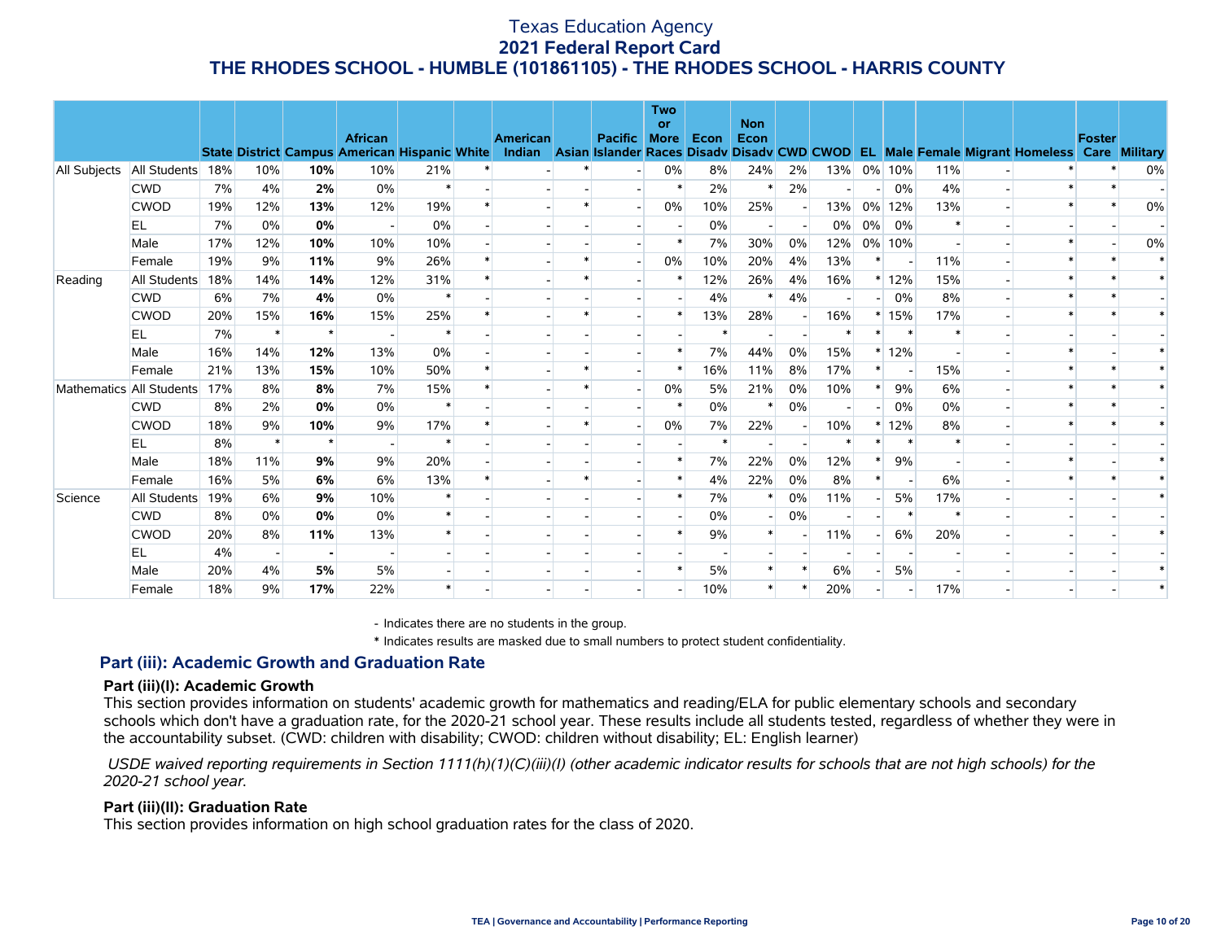# Texas Education Agency
## 2021 Federal Report Card
## THE RHODES SCHOOL - HUMBLE (101861105) - THE RHODES SCHOOL - HARRIS COUNTY

| | | State | District | Campus | African American | Hispanic | White | American Indian | Asian | Pacific Islander | Two or More Races | Econ Disadv | Non Econ Disadv | CWD | CWOD | EL | Male | Female | Migrant | Homeless | Foster Care | Military |
|---|---|---|---|---|---|---|---|---|---|---|---|---|---|---|---|---|---|---|---|---|---|---|
| All Subjects | All Students | 18% | 10% | **10%** | 10% | 21% | * | - | * | - | 0% | 8% | 24% | 2% | 13% | 0% | 10% | 11% | - | * | * | 0% |
| | CWD | 7% | 4% | **2%** | 0% | * | - | - | - | - | * | 2% | * | 2% | - | - | 0% | 4% | - | * | * | - |
| | CWOD | 19% | 12% | **13%** | 12% | 19% | * | - | * | - | 0% | 10% | 25% | - | 13% | 0% | 12% | 13% | - | * | * | 0% |
| | EL | 7% | 0% | **0%** | - | 0% | - | - | - | - | - | 0% | - | - | 0% | 0% | 0% | * | - | - | - | - |
| | Male | 17% | 12% | **10%** | 10% | 10% | - | - | - | - | * | 7% | 30% | 0% | 12% | 0% | 10% | - | - | * | - | 0% |
| | Female | 19% | 9% | **11%** | 9% | 26% | * | - | * | - | 0% | 10% | 20% | 4% | 13% | * | - | 11% | - | * | * | * |
| Reading | All Students | 18% | 14% | **14%** | 12% | 31% | * | - | * | - | * | 12% | 26% | 4% | 16% | * | 12% | 15% | - | * | * | * |
| | CWD | 6% | 7% | **4%** | 0% | * | - | - | - | - | - | 4% | * | 4% | - | - | 0% | 8% | - | * | * | - |
| | CWOD | 20% | 15% | **16%** | 15% | 25% | * | - | * | - | * | 13% | 28% | - | 16% | * | 15% | 17% | - | * | * | * |
| | EL | 7% | * | * | - | * | - | - | - | - | - | * | - | - | * | * | * | * | - | - | - | - |
| | Male | 16% | 14% | **12%** | 13% | 0% | - | - | - | - | * | 7% | 44% | 0% | 15% | * | 12% | - | - | * | - | * |
| | Female | 21% | 13% | **15%** | 10% | 50% | * | - | * | - | * | 16% | 11% | 8% | 17% | * | - | 15% | - | * | * | * |
| Mathematics | All Students | 17% | 8% | **8%** | 7% | 15% | * | - | * | - | 0% | 5% | 21% | 0% | 10% | * | 9% | 6% | - | * | * | * |
| | CWD | 8% | 2% | **0%** | 0% | * | - | - | - | - | * | 0% | * | 0% | - | - | 0% | 0% | - | * | * | - |
| | CWOD | 18% | 9% | **10%** | 9% | 17% | * | - | * | - | 0% | 7% | 22% | - | 10% | * | 12% | 8% | - | * | * | * |
| | EL | 8% | * | * | - | * | - | - | - | - | - | * | - | - | * | * | * | * | - | - | - | - |
| | Male | 18% | 11% | **9%** | 9% | 20% | - | - | - | - | * | 7% | 22% | 0% | 12% | * | 9% | - | - | * | - | * |
| | Female | 16% | 5% | **6%** | 6% | 13% | * | - | * | - | * | 4% | 22% | 0% | 8% | * | - | 6% | - | * | * | * |
| Science | All Students | 19% | 6% | **9%** | 10% | * | - | - | - | - | * | 7% | * | 0% | 11% | - | 5% | 17% | - | - | - | * |
| | CWD | 8% | 0% | **0%** | 0% | * | - | - | - | - | - | 0% | - | 0% | - | - | * | * | - | - | - | - |
| | CWOD | 20% | 8% | **11%** | 13% | * | - | - | - | - | * | 9% | * | - | 11% | - | 6% | 20% | - | - | - | * |
| | EL | 4% | - | **-** | - | - | - | - | - | - | - | - | - | - | - | - | - | - | - | - | - | - |
| | Male | 20% | 4% | **5%** | 5% | - | - | - | - | - | * | 5% | * | * | 6% | - | 5% | - | - | - | - | * |
| | Female | 18% | 9% | **17%** | 22% | * | - | - | - | - | - | 10% | * | * | 20% | - | - | 17% | - | - | - | * |

\- Indicates there are no students in the group.

\* Indicates results are masked due to small numbers to protect student confidentiality.

## Part (iii): Academic Growth and Graduation Rate

### Part (iii)(I): Academic Growth

This section provides information on students' academic growth for mathematics and reading/ELA for public elementary schools and secondary schools which don't have a graduation rate, for the 2020-21 school year. These results include all students tested, regardless of whether they were in the accountability subset. (CWD: children with disability; CWOD: children without disability; EL: English learner)

*USDE waived reporting requirements in Section 1111(h)(1)(C)(iii)(I) (other academic indicator results for schools that are not high schools) for the 2020-21 school year.*

### Part (iii)(II): Graduation Rate

This section provides information on high school graduation rates for the class of 2020.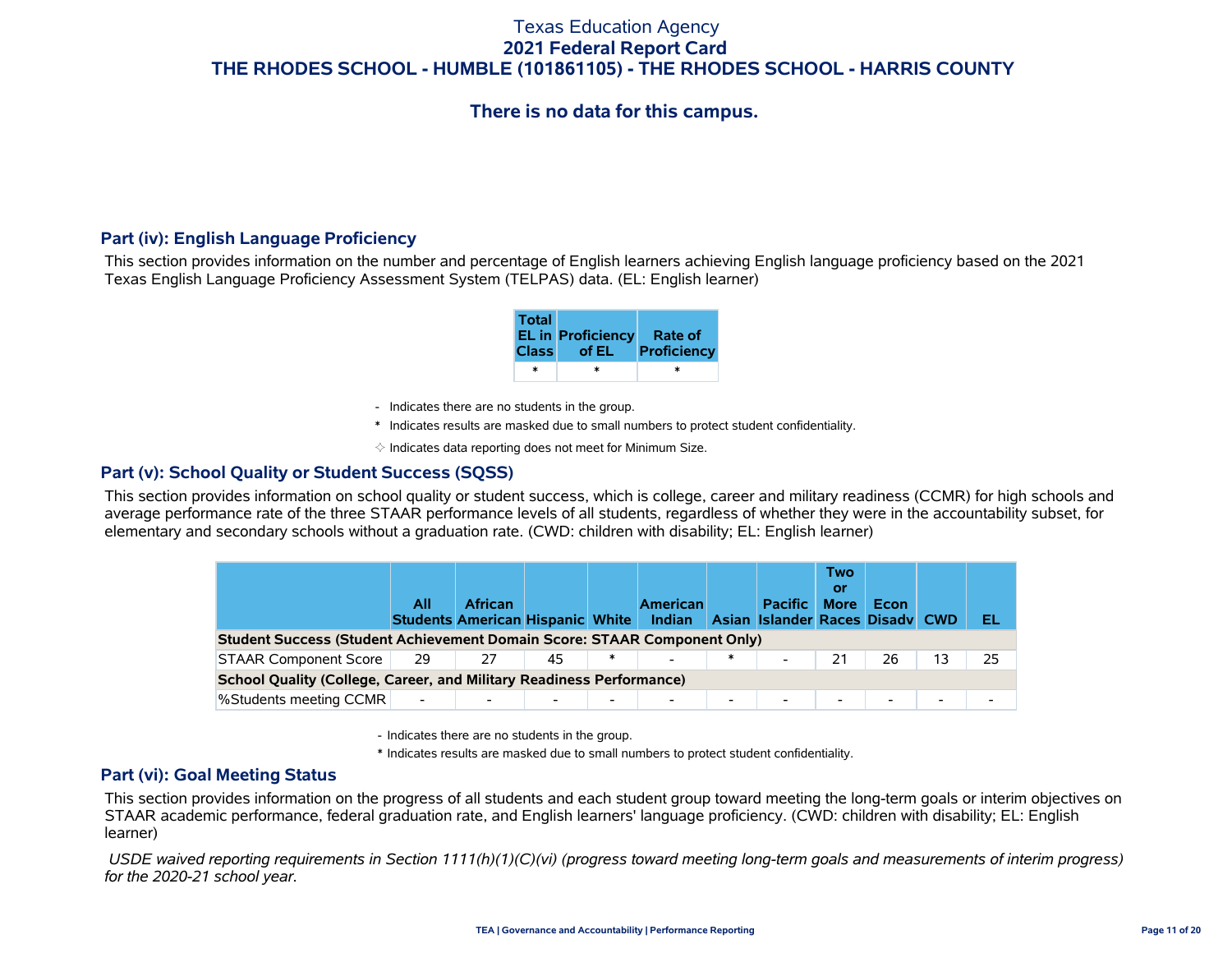# Texas Education Agency
## 2021 Federal Report Card
## THE RHODES SCHOOL - HUMBLE (101861105) - THE RHODES SCHOOL - HARRIS COUNTY

### There is no data for this campus.

### Part (iv): English Language Proficiency

This section provides information on the number and percentage of English learners achieving English language proficiency based on the 2021 Texas English Language Proficiency Assessment System (TELPAS) data. (EL: English learner)

| Total EL in Class | Proficiency of EL | Rate of Proficiency |
|---|---|---|
| * | * | * |

- Indicates there are no students in the group.

\* Indicates results are masked due to small numbers to protect student confidentiality.

✧ Indicates data reporting does not meet for Minimum Size.

### Part (v): School Quality or Student Success (SQSS)

This section provides information on school quality or student success, which is college, career and military readiness (CCMR) for high schools and average performance rate of the three STAAR performance levels of all students, regardless of whether they were in the accountability subset, for elementary and secondary schools without a graduation rate. (CWD: children with disability; EL: English learner)

| | All Students | African American | Hispanic | White | American Indian | Asian | Pacific Islander | Two or More Races | Econ Disadv | CWD | EL |
|---|---|---|---|---|---|---|---|---|---|---|---|
| **Student Success (Student Achievement Domain Score: STAAR Component Only)** | | | | | | | | | | | |
| STAAR Component Score | 29 | 27 | 45 | * | - | * | - | 21 | 26 | 13 | 25 |
| **School Quality (College, Career, and Military Readiness Performance)** | | | | | | | | | | | |
| %Students meeting CCMR | - | - | - | - | - | - | - | - | - | - | - |

- Indicates there are no students in the group.

\* Indicates results are masked due to small numbers to protect student confidentiality.

### Part (vi): Goal Meeting Status

This section provides information on the progress of all students and each student group toward meeting the long-term goals or interim objectives on STAAR academic performance, federal graduation rate, and English learners' language proficiency. (CWD: children with disability; EL: English learner)

*USDE waived reporting requirements in Section 1111(h)(1)(C)(vi) (progress toward meeting long-term goals and measurements of interim progress) for the 2020-21 school year.*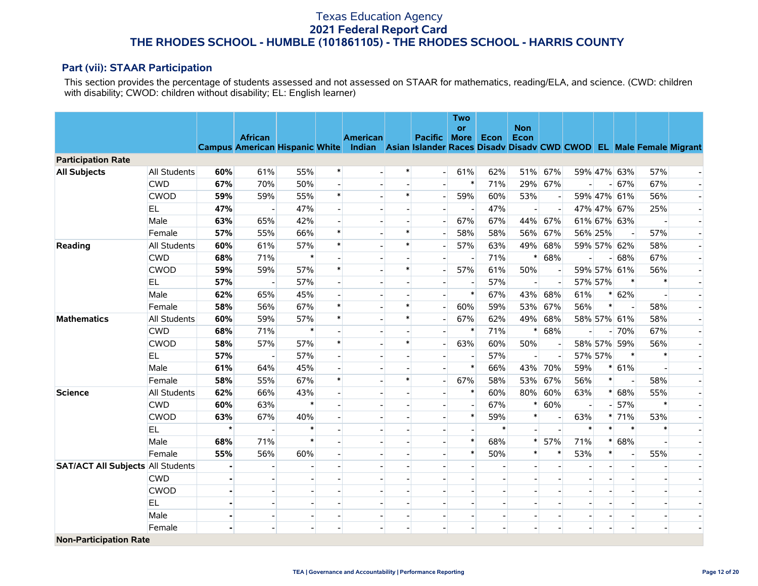# Texas Education Agency
## 2021 Federal Report Card
## THE RHODES SCHOOL - HUMBLE (101861105) - THE RHODES SCHOOL - HARRIS COUNTY

### Part (vii): STAAR Participation

This section provides the percentage of students assessed and not assessed on STAAR for mathematics, reading/ELA, and science. (CWD: children with disability; CWOD: children without disability; EL: English learner)

| | | Campus | African American | Hispanic | White | American Indian | Asian | Pacific Islander | Two or More Races | Econ Disadv | Non Econ Disadv | CWD | CWOD | EL | Male | Female | Migrant |
|---|---|---|---|---|---|---|---|---|---|---|---|---|---|---|---|---|---|
| **Participation Rate** | | | | | | | | | | | | | | | | | |
| **All Subjects** | All Students | **60%** | 61% | 55% | * | - | * | - | 61% | 62% | 51% | 67% | 59% | 47% | 63% | 57% | - |
| | CWD | **67%** | 70% | 50% | - | - | - | - | * | 71% | 29% | 67% | - | - | 67% | 67% | - |
| | CWOD | **59%** | 59% | 55% | * | - | * | - | 59% | 60% | 53% | - | 59% | 47% | 61% | 56% | - |
| | EL | **47%** | - | 47% | - | - | - | - | - | 47% | - | - | 47% | 47% | 67% | 25% | - |
| | Male | **63%** | 65% | 42% | - | - | - | - | 67% | 67% | 44% | 67% | 61% | 67% | 63% | - | - |
| | Female | **57%** | 55% | 66% | * | - | * | - | 58% | 58% | 56% | 67% | 56% | 25% | - | 57% | - |
| **Reading** | All Students | **60%** | 61% | 57% | * | - | * | - | 57% | 63% | 49% | 68% | 59% | 57% | 62% | 58% | - |
| | CWD | **68%** | 71% | * | - | - | - | - | - | 71% | * | 68% | - | - | 68% | 67% | - |
| | CWOD | **59%** | 59% | 57% | * | - | * | - | 57% | 61% | 50% | - | 59% | 57% | 61% | 56% | - |
| | EL | **57%** | - | 57% | - | - | - | - | - | 57% | - | - | 57% | 57% | * | * | - |
| | Male | **62%** | 65% | 45% | - | - | - | - | * | 67% | 43% | 68% | 61% | * | 62% | - | - |
| | Female | **58%** | 56% | 67% | * | - | * | - | 60% | 59% | 53% | 67% | 56% | * | - | 58% | - |
| **Mathematics** | All Students | **60%** | 59% | 57% | * | - | * | - | 67% | 62% | 49% | 68% | 58% | 57% | 61% | 58% | - |
| | CWD | **68%** | 71% | * | - | - | - | - | * | 71% | * | 68% | - | - | 70% | 67% | - |
| | CWOD | **58%** | 57% | 57% | * | - | * | - | 63% | 60% | 50% | - | 58% | 57% | 59% | 56% | - |
| | EL | **57%** | - | 57% | - | - | - | - | - | 57% | - | - | 57% | 57% | * | * | - |
| | Male | **61%** | 64% | 45% | - | - | - | - | * | 66% | 43% | 70% | 59% | * | 61% | - | - |
| | Female | **58%** | 55% | 67% | * | - | * | - | 67% | 58% | 53% | 67% | 56% | * | - | 58% | - |
| **Science** | All Students | **62%** | 66% | 43% | - | - | - | - | * | 60% | 80% | 60% | 63% | * | 68% | 55% | - |
| | CWD | **60%** | 63% | * | - | - | - | - | - | 67% | * | 60% | - | - | 57% | * | - |
| | CWOD | **63%** | 67% | 40% | - | - | - | - | * | 59% | * | - | 63% | * | 71% | 53% | - |
| | EL | * | - | * | - | - | - | - | - | * | - | - | * | * | * | * | - |
| | Male | **68%** | 71% | * | - | - | - | - | * | 68% | * | 57% | 71% | * | 68% | - | - |
| | Female | **55%** | 56% | 60% | - | - | - | - | * | 50% | * | * | 53% | * | - | 55% | - |
| **SAT/ACT All Subjects** | All Students | - | - | - | - | - | - | - | - | - | - | - | - | - | - | - | - |
| | CWD | - | - | - | - | - | - | - | - | - | - | - | - | - | - | - | - |
| | CWOD | - | - | - | - | - | - | - | - | - | - | - | - | - | - | - | - |
| | EL | - | - | - | - | - | - | - | - | - | - | - | - | - | - | - | - |
| | Male | - | - | - | - | - | - | - | - | - | - | - | - | - | - | - | - |
| | Female | - | - | - | - | - | - | - | - | - | - | - | - | - | - | - | - |
| **Non-Participation Rate** | | | | | | | | | | | | | | | | | |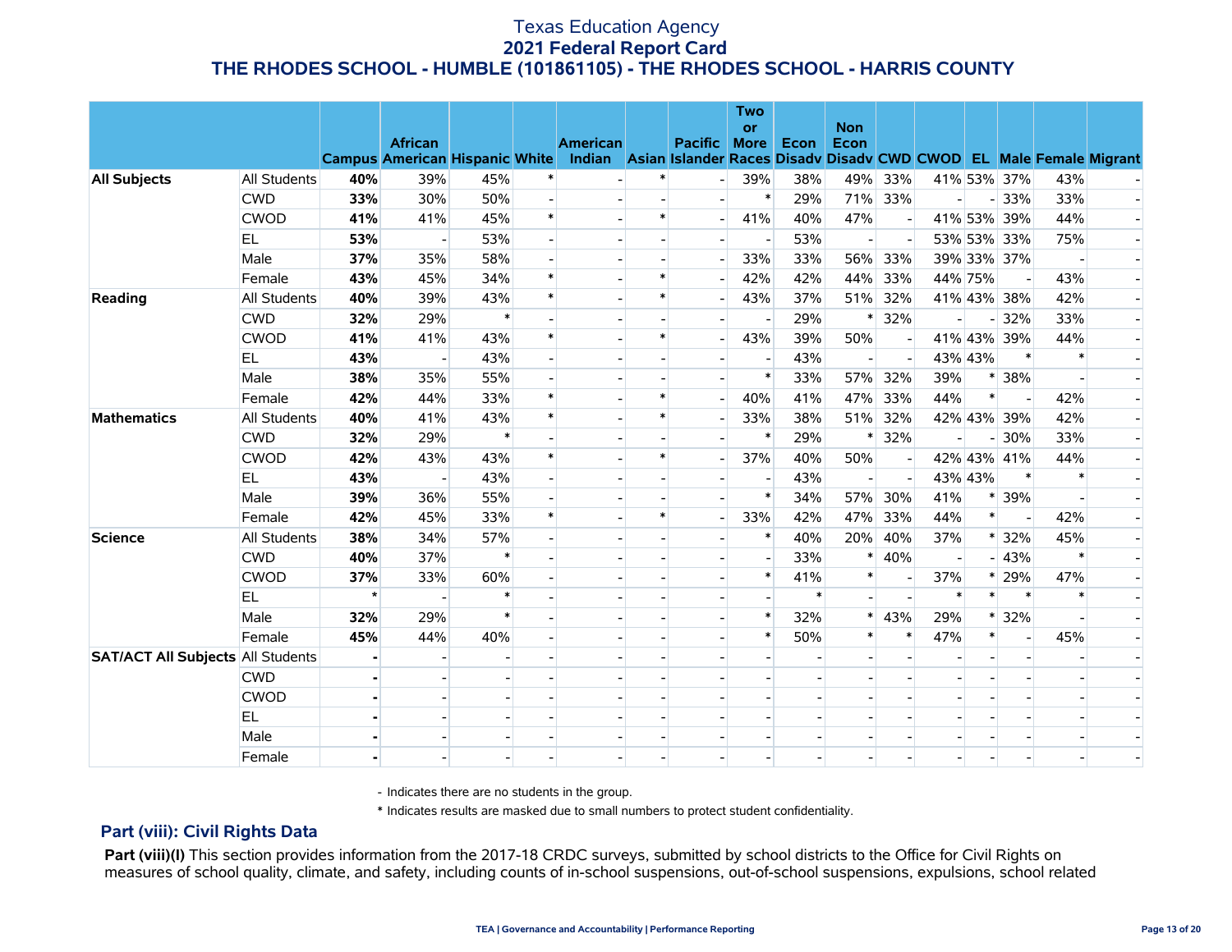# Texas Education Agency
## 2021 Federal Report Card
## THE RHODES SCHOOL - HUMBLE (101861105) - THE RHODES SCHOOL - HARRIS COUNTY

| | | Campus | African American | Hispanic | White | American Indian | Asian | Pacific Islander | Two or More Races | Econ Disadv | Non Econ Disadv | CWD | CWOD | EL | Male | Female | Migrant |
|---|---|---|---|---|---|---|---|---|---|---|---|---|---|---|---|---|---|
| **All Subjects** | All Students | **40%** | 39% | 45% | * | - | * | - | 39% | 38% | 49% | 33% | 41% | 53% | 37% | 43% | - |
| | CWD | **33%** | 30% | 50% | - | - | - | - | * | 29% | 71% | 33% | - | - | 33% | 33% | - |
| | CWOD | **41%** | 41% | 45% | * | - | * | - | 41% | 40% | 47% | - | 41% | 53% | 39% | 44% | - |
| | EL | **53%** | - | 53% | - | - | - | - | - | 53% | - | - | 53% | 53% | 33% | 75% | - |
| | Male | **37%** | 35% | 58% | - | - | - | - | 33% | 33% | 56% | 33% | 39% | 33% | 37% | - | - |
| | Female | **43%** | 45% | 34% | * | - | * | - | 42% | 42% | 44% | 33% | 44% | 75% | - | 43% | - |
| **Reading** | All Students | **40%** | 39% | 43% | * | - | * | - | 43% | 37% | 51% | 32% | 41% | 43% | 38% | 42% | - |
| | CWD | **32%** | 29% | * | - | - | - | - | - | 29% | * | 32% | - | - | 32% | 33% | - |
| | CWOD | **41%** | 41% | 43% | * | - | * | - | 43% | 39% | 50% | - | 41% | 43% | 39% | 44% | - |
| | EL | **43%** | - | 43% | - | - | - | - | - | 43% | - | - | 43% | 43% | * | * | - |
| | Male | **38%** | 35% | 55% | - | - | - | - | * | 33% | 57% | 32% | 39% | * | 38% | - | - |
| | Female | **42%** | 44% | 33% | * | - | * | - | 40% | 41% | 47% | 33% | 44% | * | - | 42% | - |
| **Mathematics** | All Students | **40%** | 41% | 43% | * | - | * | - | 33% | 38% | 51% | 32% | 42% | 43% | 39% | 42% | - |
| | CWD | **32%** | 29% | * | - | - | - | - | * | 29% | * | 32% | - | - | 30% | 33% | - |
| | CWOD | **42%** | 43% | 43% | * | - | * | - | 37% | 40% | 50% | - | 42% | 43% | 41% | 44% | - |
| | EL | **43%** | - | 43% | - | - | - | - | - | 43% | - | - | 43% | 43% | * | * | - |
| | Male | **39%** | 36% | 55% | - | - | - | - | * | 34% | 57% | 30% | 41% | * | 39% | - | - |
| | Female | **42%** | 45% | 33% | * | - | * | - | 33% | 42% | 47% | 33% | 44% | * | - | 42% | - |
| **Science** | All Students | **38%** | 34% | 57% | - | - | - | - | * | 40% | 20% | 40% | 37% | * | 32% | 45% | - |
| | CWD | **40%** | 37% | * | - | - | - | - | - | 33% | * | 40% | - | - | 43% | * | - |
| | CWOD | **37%** | 33% | 60% | - | - | - | - | * | 41% | * | - | 37% | * | 29% | 47% | - |
| | EL | * | - | * | - | - | - | - | - | * | - | - | * | * | * | * | - |
| | Male | **32%** | 29% | * | - | - | - | - | * | 32% | * | 43% | 29% | * | 32% | - | - |
| | Female | **45%** | 44% | 40% | - | - | - | - | * | 50% | * | * | 47% | * | - | 45% | - |
| **SAT/ACT All Subjects** | All Students | **-** | - | - | - | - | - | - | - | - | - | - | - | - | - | - | - |
| | CWD | **-** | - | - | - | - | - | - | - | - | - | - | - | - | - | - | - |
| | CWOD | **-** | - | - | - | - | - | - | - | - | - | - | - | - | - | - | - |
| | EL | **-** | - | - | - | - | - | - | - | - | - | - | - | - | - | - | - |
| | Male | **-** | - | - | - | - | - | - | - | - | - | - | - | - | - | - | - |
| | Female | **-** | - | - | - | - | - | - | - | - | - | - | - | - | - | - | - |

- Indicates there are no students in the group.

\* Indicates results are masked due to small numbers to protect student confidentiality.

## Part (viii): Civil Rights Data

**Part (viii)(I)** This section provides information from the 2017-18 CRDC surveys, submitted by school districts to the Office for Civil Rights on measures of school quality, climate, and safety, including counts of in-school suspensions, out-of-school suspensions, expulsions, school related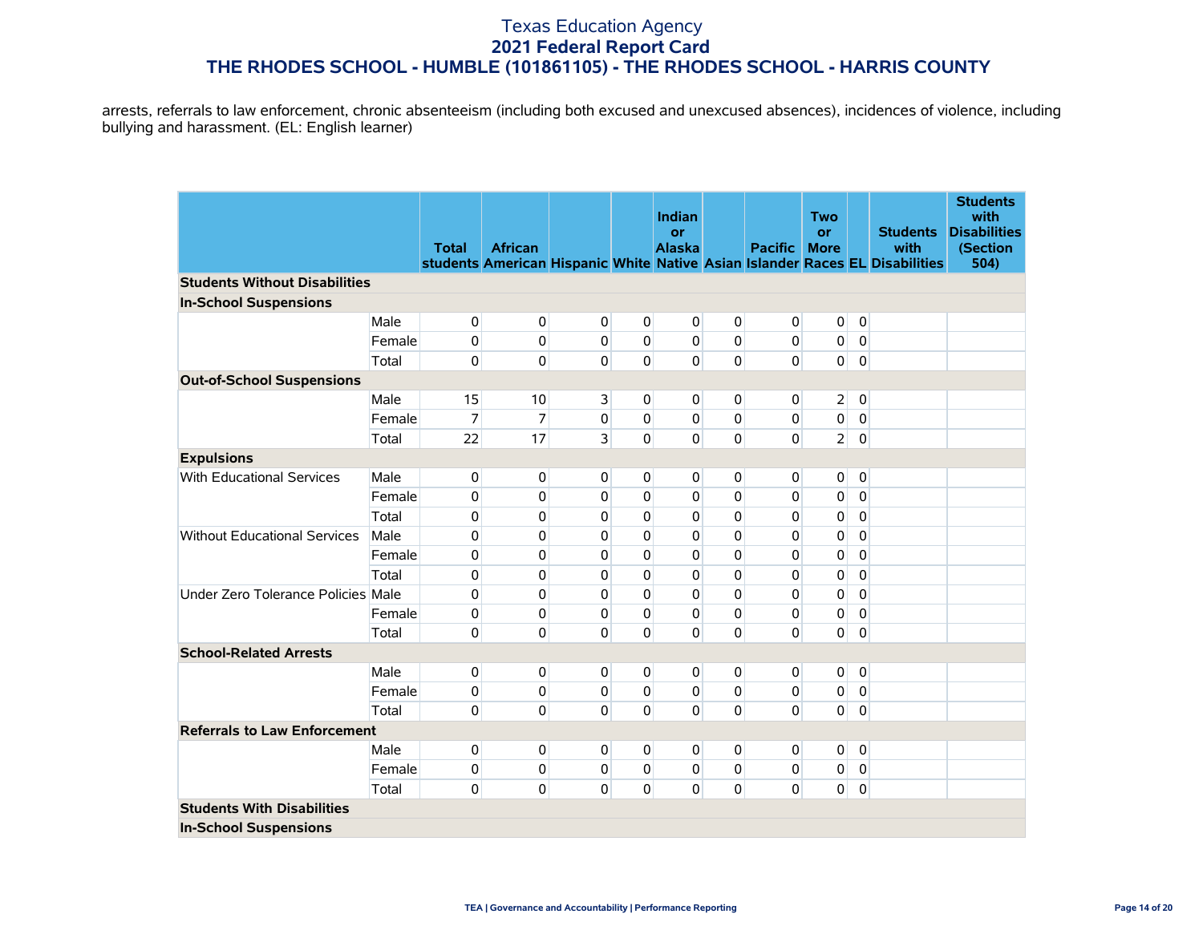arrests, referrals to law enforcement, chronic absenteeism (including both excused and unexcused absences), incidences of violence, including bullying and harassment. (EL: English learner)

| | | Total students | African American | Hispanic | White | Indian or Alaska Native | Asian | Pacific Islander | Two or More Races | EL | Students with Disabilities | Students with Disabilities (Section 504) |
|---|---|---|---|---|---|---|---|---|---|---|---|---|
| **Students Without Disabilities** | | | | | | | | | | | | |
| **In-School Suspensions** | | | | | | | | | | | | |
| | Male | 0 | 0 | 0 | 0 | 0 | 0 | 0 | 0 | 0 | | |
| | Female | 0 | 0 | 0 | 0 | 0 | 0 | 0 | 0 | 0 | | |
| | Total | 0 | 0 | 0 | 0 | 0 | 0 | 0 | 0 | 0 | | |
| **Out-of-School Suspensions** | | | | | | | | | | | | |
| | Male | 15 | 10 | 3 | 0 | 0 | 0 | 0 | 2 | 0 | | |
| | Female | 7 | 7 | 0 | 0 | 0 | 0 | 0 | 0 | 0 | | |
| | Total | 22 | 17 | 3 | 0 | 0 | 0 | 0 | 2 | 0 | | |
| **Expulsions** | | | | | | | | | | | | |
| With Educational Services | Male | 0 | 0 | 0 | 0 | 0 | 0 | 0 | 0 | 0 | | |
| | Female | 0 | 0 | 0 | 0 | 0 | 0 | 0 | 0 | 0 | | |
| | Total | 0 | 0 | 0 | 0 | 0 | 0 | 0 | 0 | 0 | | |
| Without Educational Services | Male | 0 | 0 | 0 | 0 | 0 | 0 | 0 | 0 | 0 | | |
| | Female | 0 | 0 | 0 | 0 | 0 | 0 | 0 | 0 | 0 | | |
| | Total | 0 | 0 | 0 | 0 | 0 | 0 | 0 | 0 | 0 | | |
| Under Zero Tolerance Policies | Male | 0 | 0 | 0 | 0 | 0 | 0 | 0 | 0 | 0 | | |
| | Female | 0 | 0 | 0 | 0 | 0 | 0 | 0 | 0 | 0 | | |
| | Total | 0 | 0 | 0 | 0 | 0 | 0 | 0 | 0 | 0 | | |
| **School-Related Arrests** | | | | | | | | | | | | |
| | Male | 0 | 0 | 0 | 0 | 0 | 0 | 0 | 0 | 0 | | |
| | Female | 0 | 0 | 0 | 0 | 0 | 0 | 0 | 0 | 0 | | |
| | Total | 0 | 0 | 0 | 0 | 0 | 0 | 0 | 0 | 0 | | |
| **Referrals to Law Enforcement** | | | | | | | | | | | | |
| | Male | 0 | 0 | 0 | 0 | 0 | 0 | 0 | 0 | 0 | | |
| | Female | 0 | 0 | 0 | 0 | 0 | 0 | 0 | 0 | 0 | | |
| | Total | 0 | 0 | 0 | 0 | 0 | 0 | 0 | 0 | 0 | | |
| **Students With Disabilities** | | | | | | | | | | | | |
| **In-School Suspensions** | | | | | | | | | | | | |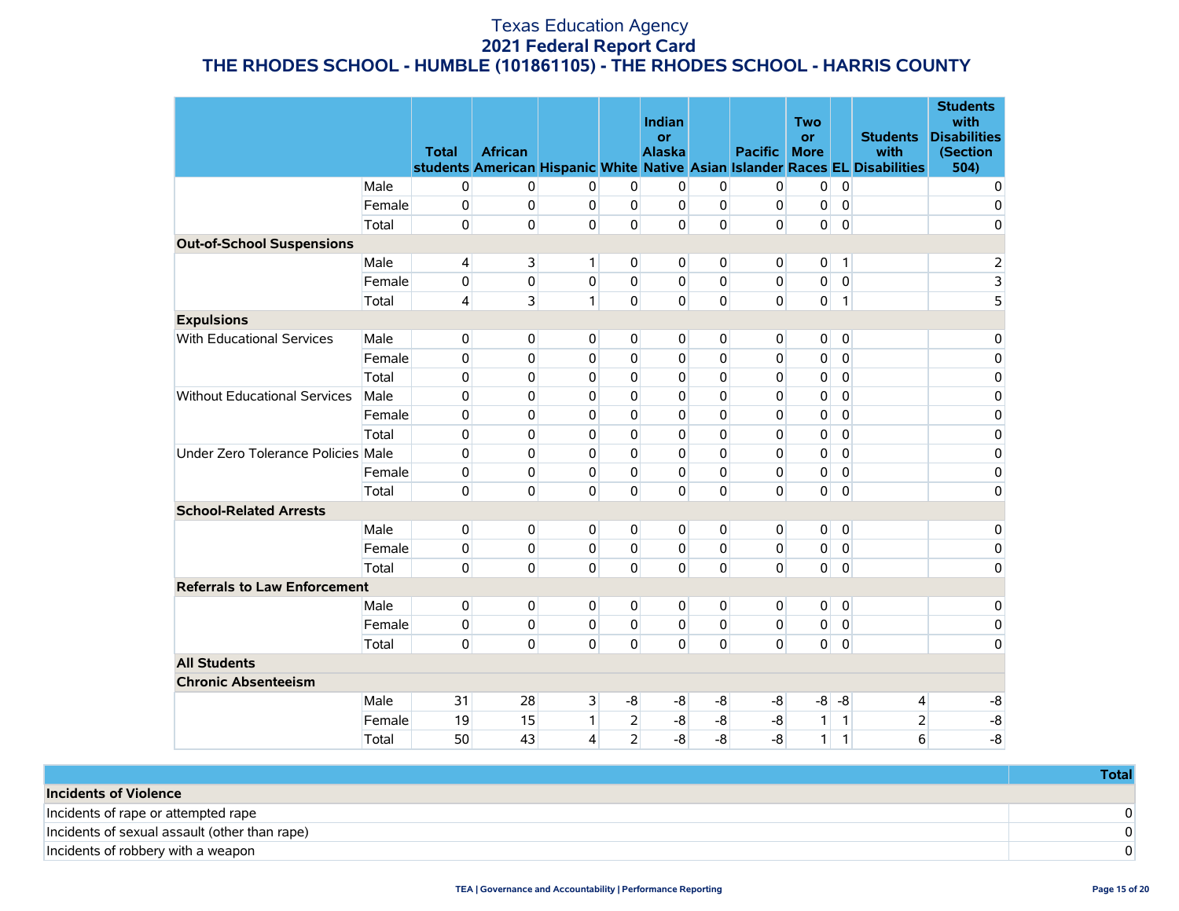# Texas Education Agency

## 2021 Federal Report Card

## THE RHODES SCHOOL - HUMBLE (101861105) - THE RHODES SCHOOL - HARRIS COUNTY

| | | Total students | African American | Hispanic | White | Indian or Alaska Native | Asian | Pacific Islander | Two or More Races | EL | Students with Disabilities | Students with Disabilities (Section 504) |
|---|---|---|---|---|---|---|---|---|---|---|---|---|
| | Male | 0 | 0 | 0 | 0 | 0 | 0 | 0 | 0 | 0 | | 0 |
| | Female | 0 | 0 | 0 | 0 | 0 | 0 | 0 | 0 | 0 | | 0 |
| | Total | 0 | 0 | 0 | 0 | 0 | 0 | 0 | 0 | 0 | | 0 |
| **Out-of-School Suspensions** | | | | | | | | | | | | |
| | Male | 4 | 3 | 1 | 0 | 0 | 0 | 0 | 0 | 1 | | 2 |
| | Female | 0 | 0 | 0 | 0 | 0 | 0 | 0 | 0 | 0 | | 3 |
| | Total | 4 | 3 | 1 | 0 | 0 | 0 | 0 | 0 | 1 | | 5 |
| **Expulsions** | | | | | | | | | | | | |
| With Educational Services | Male | 0 | 0 | 0 | 0 | 0 | 0 | 0 | 0 | 0 | | 0 |
| | Female | 0 | 0 | 0 | 0 | 0 | 0 | 0 | 0 | 0 | | 0 |
| | Total | 0 | 0 | 0 | 0 | 0 | 0 | 0 | 0 | 0 | | 0 |
| Without Educational Services | Male | 0 | 0 | 0 | 0 | 0 | 0 | 0 | 0 | 0 | | 0 |
| | Female | 0 | 0 | 0 | 0 | 0 | 0 | 0 | 0 | 0 | | 0 |
| | Total | 0 | 0 | 0 | 0 | 0 | 0 | 0 | 0 | 0 | | 0 |
| Under Zero Tolerance Policies | Male | 0 | 0 | 0 | 0 | 0 | 0 | 0 | 0 | 0 | | 0 |
| | Female | 0 | 0 | 0 | 0 | 0 | 0 | 0 | 0 | 0 | | 0 |
| | Total | 0 | 0 | 0 | 0 | 0 | 0 | 0 | 0 | 0 | | 0 |
| **School-Related Arrests** | | | | | | | | | | | | |
| | Male | 0 | 0 | 0 | 0 | 0 | 0 | 0 | 0 | 0 | | 0 |
| | Female | 0 | 0 | 0 | 0 | 0 | 0 | 0 | 0 | 0 | | 0 |
| | Total | 0 | 0 | 0 | 0 | 0 | 0 | 0 | 0 | 0 | | 0 |
| **Referrals to Law Enforcement** | | | | | | | | | | | | |
| | Male | 0 | 0 | 0 | 0 | 0 | 0 | 0 | 0 | 0 | | 0 |
| | Female | 0 | 0 | 0 | 0 | 0 | 0 | 0 | 0 | 0 | | 0 |
| | Total | 0 | 0 | 0 | 0 | 0 | 0 | 0 | 0 | 0 | | 0 |
| **All Students** | | | | | | | | | | | | |
| **Chronic Absenteeism** | | | | | | | | | | | | |
| | Male | 31 | 28 | 3 | -8 | -8 | -8 | -8 | -8 | -8 | 4 | -8 |
| | Female | 19 | 15 | 1 | 2 | -8 | -8 | -8 | 1 | 1 | 2 | -8 |
| | Total | 50 | 43 | 4 | 2 | -8 | -8 | -8 | 1 | 1 | 6 | -8 |

| | Total |
|---|---|
| **Incidents of Violence** | |
| Incidents of rape or attempted rape | 0 |
| Incidents of sexual assault (other than rape) | 0 |
| Incidents of robbery with a weapon | 0 |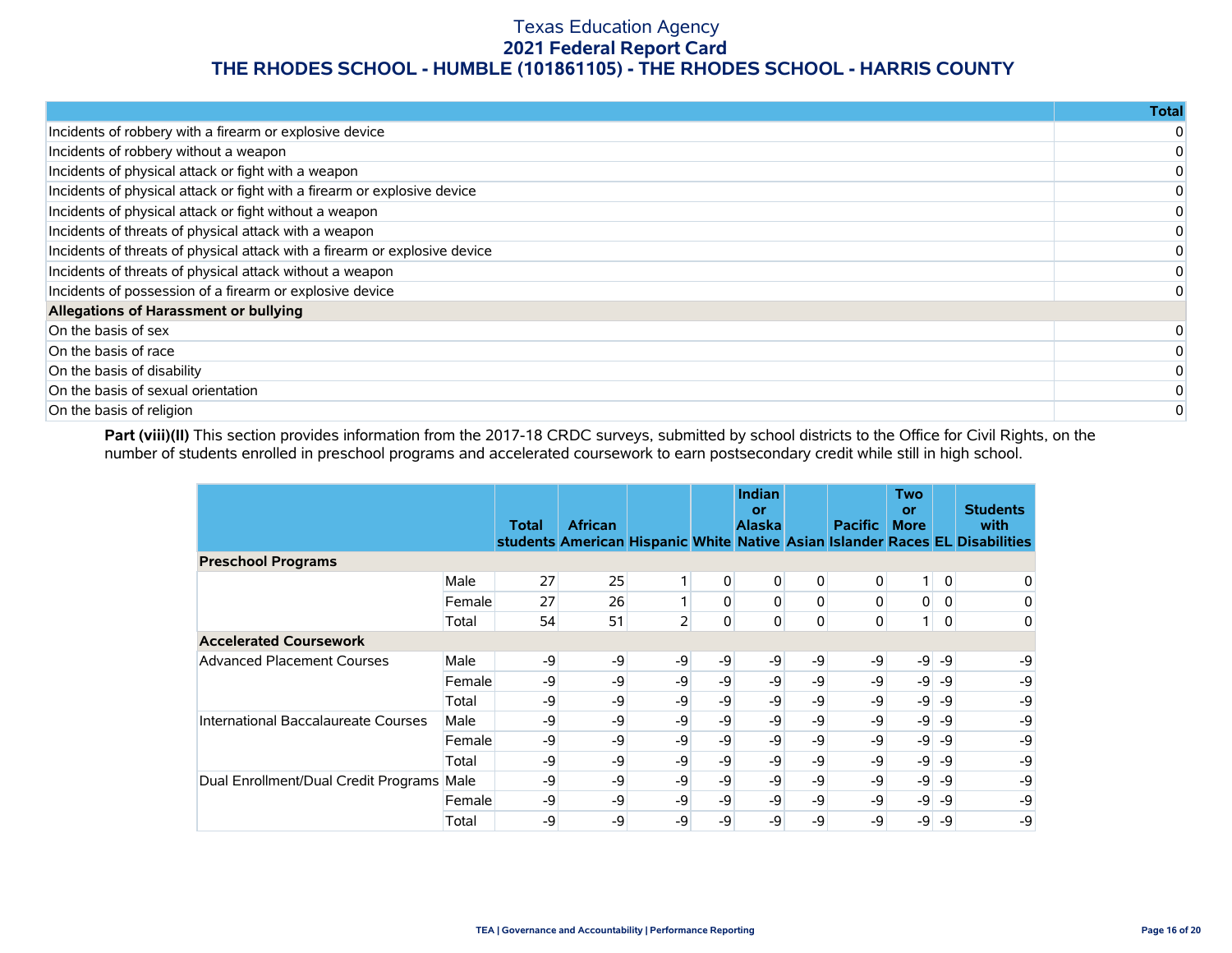# Texas Education Agency
## 2021 Federal Report Card
## THE RHODES SCHOOL - HUMBLE (101861105) - THE RHODES SCHOOL - HARRIS COUNTY

| | Total |
|---|---|
| Incidents of robbery with a firearm or explosive device | 0 |
| Incidents of robbery without a weapon | 0 |
| Incidents of physical attack or fight with a weapon | 0 |
| Incidents of physical attack or fight with a firearm or explosive device | 0 |
| Incidents of physical attack or fight without a weapon | 0 |
| Incidents of threats of physical attack with a weapon | 0 |
| Incidents of threats of physical attack with a firearm or explosive device | 0 |
| Incidents of threats of physical attack without a weapon | 0 |
| Incidents of possession of a firearm or explosive device | 0 |
| **Allegations of Harassment or bullying** | |
| On the basis of sex | 0 |
| On the basis of race | 0 |
| On the basis of disability | 0 |
| On the basis of sexual orientation | 0 |
| On the basis of religion | 0 |

**Part (viii)(II)** This section provides information from the 2017-18 CRDC surveys, submitted by school districts to the Office for Civil Rights, on the number of students enrolled in preschool programs and accelerated coursework to earn postsecondary credit while still in high school.

| | | Total students | African American | Hispanic | White | Indian or Alaska Native | Asian | Pacific Islander | Two or More Races | EL | Students with Disabilities |
|---|---|---|---|---|---|---|---|---|---|---|---|
| **Preschool Programs** | | | | | | | | | | | |
| | Male | 27 | 25 | 1 | 0 | 0 | 0 | 0 | 1 | 0 | 0 |
| | Female | 27 | 26 | 1 | 0 | 0 | 0 | 0 | 0 | 0 | 0 |
| | Total | 54 | 51 | 2 | 0 | 0 | 0 | 0 | 1 | 0 | 0 |
| **Accelerated Coursework** | | | | | | | | | | | |
| Advanced Placement Courses | Male | -9 | -9 | -9 | -9 | -9 | -9 | -9 | -9 | -9 | -9 |
| | Female | -9 | -9 | -9 | -9 | -9 | -9 | -9 | -9 | -9 | -9 |
| | Total | -9 | -9 | -9 | -9 | -9 | -9 | -9 | -9 | -9 | -9 |
| International Baccalaureate Courses | Male | -9 | -9 | -9 | -9 | -9 | -9 | -9 | -9 | -9 | -9 |
| | Female | -9 | -9 | -9 | -9 | -9 | -9 | -9 | -9 | -9 | -9 |
| | Total | -9 | -9 | -9 | -9 | -9 | -9 | -9 | -9 | -9 | -9 |
| Dual Enrollment/Dual Credit Programs | Male | -9 | -9 | -9 | -9 | -9 | -9 | -9 | -9 | -9 | -9 |
| | Female | -9 | -9 | -9 | -9 | -9 | -9 | -9 | -9 | -9 | -9 |
| | Total | -9 | -9 | -9 | -9 | -9 | -9 | -9 | -9 | -9 | -9 |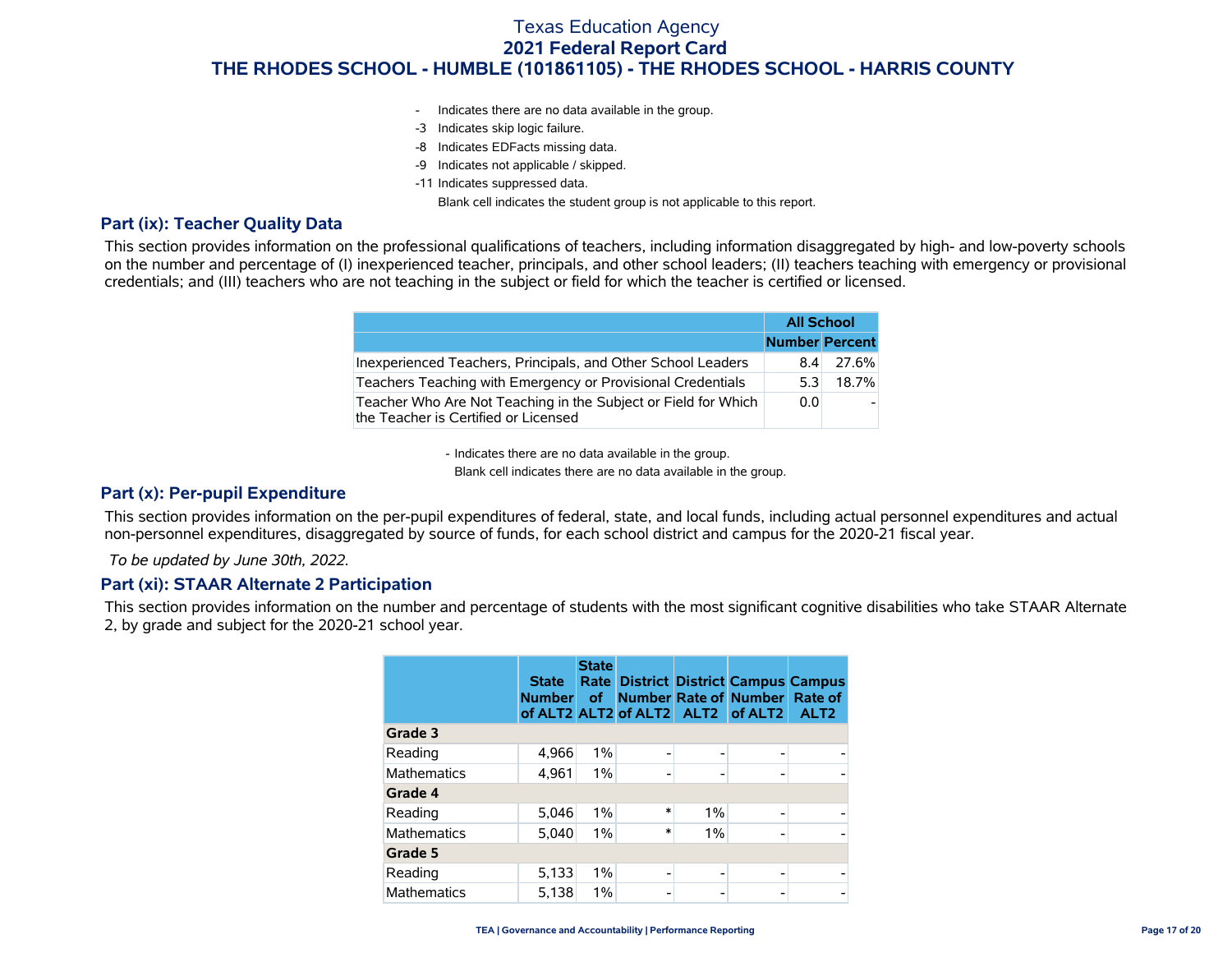# Texas Education Agency
## 2021 Federal Report Card
## THE RHODES SCHOOL - HUMBLE (101861105) - THE RHODES SCHOOL - HARRIS COUNTY

- Indicates there are no data available in the group.
-3 Indicates skip logic failure.
-8 Indicates EDFacts missing data.
-9 Indicates not applicable / skipped.
-11 Indicates suppressed data.
Blank cell indicates the student group is not applicable to this report.

### Part (ix): Teacher Quality Data

This section provides information on the professional qualifications of teachers, including information disaggregated by high- and low-poverty schools on the number and percentage of (I) inexperienced teacher, principals, and other school leaders; (II) teachers teaching with emergency or provisional credentials; and (III) teachers who are not teaching in the subject or field for which the teacher is certified or licensed.

| | All School | |
|---|---|---|
| | Number | Percent |
| Inexperienced Teachers, Principals, and Other School Leaders | 8.4 | 27.6% |
| Teachers Teaching with Emergency or Provisional Credentials | 5.3 | 18.7% |
| Teacher Who Are Not Teaching in the Subject or Field for Which the Teacher is Certified or Licensed | 0.0 | - |

- Indicates there are no data available in the group.
Blank cell indicates there are no data available in the group.

### Part (x): Per-pupil Expenditure

This section provides information on the per-pupil expenditures of federal, state, and local funds, including actual personnel expenditures and actual non-personnel expenditures, disaggregated by source of funds, for each school district and campus for the 2020-21 fiscal year.

*To be updated by June 30th, 2022.*

### Part (xi): STAAR Alternate 2 Participation

This section provides information on the number and percentage of students with the most significant cognitive disabilities who take STAAR Alternate 2, by grade and subject for the 2020-21 school year.

| | State Number of ALT2 | State Rate of ALT2 | District Number of ALT2 | District Rate of ALT2 | Campus Number of ALT2 | Campus Rate of ALT2 |
|---|---|---|---|---|---|---|
| **Grade 3** | | | | | | |
| Reading | 4,966 | 1% | - | - | - | - |
| Mathematics | 4,961 | 1% | - | - | - | - |
| **Grade 4** | | | | | | |
| Reading | 5,046 | 1% | * | 1% | - | - |
| Mathematics | 5,040 | 1% | * | 1% | - | - |
| **Grade 5** | | | | | | |
| Reading | 5,133 | 1% | - | - | - | - |
| Mathematics | 5,138 | 1% | - | - | - | - |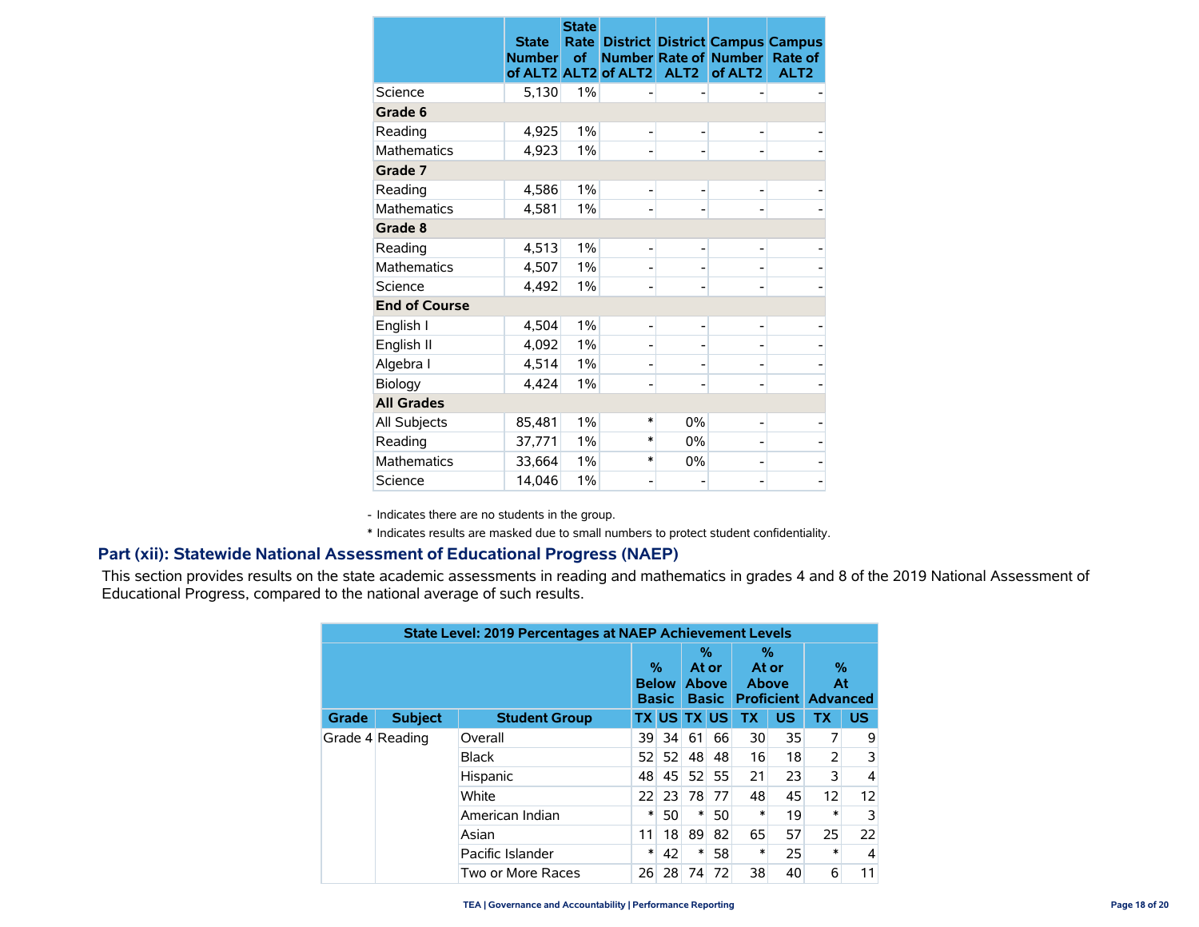| | State Number of ALT2 | State Rate of ALT2 | District Number of ALT2 | District Rate of ALT2 | Campus Number of ALT2 | Campus Rate of ALT2 |
|---|---|---|---|---|---|---|
| Science | 5,130 | 1% | - | - | - | - |
| **Grade 6** | | | | | | |
| Reading | 4,925 | 1% | - | - | - | - |
| Mathematics | 4,923 | 1% | - | - | - | - |
| **Grade 7** | | | | | | |
| Reading | 4,586 | 1% | - | - | - | - |
| Mathematics | 4,581 | 1% | - | - | - | - |
| **Grade 8** | | | | | | |
| Reading | 4,513 | 1% | - | - | - | - |
| Mathematics | 4,507 | 1% | - | - | - | - |
| Science | 4,492 | 1% | - | - | - | - |
| **End of Course** | | | | | | |
| English I | 4,504 | 1% | - | - | - | - |
| English II | 4,092 | 1% | - | - | - | - |
| Algebra I | 4,514 | 1% | - | - | - | - |
| Biology | 4,424 | 1% | - | - | - | - |
| **All Grades** | | | | | | |
| All Subjects | 85,481 | 1% | * | 0% | - | - |
| Reading | 37,771 | 1% | * | 0% | - | - |
| Mathematics | 33,664 | 1% | * | 0% | - | - |
| Science | 14,046 | 1% | - | - | - | - |

- Indicates there are no students in the group.

* Indicates results are masked due to small numbers to protect student confidentiality.

## Part (xii): Statewide National Assessment of Educational Progress (NAEP)

This section provides results on the state academic assessments in reading and mathematics in grades 4 and 8 of the 2019 National Assessment of Educational Progress, compared to the national average of such results.

| State Level: 2019 Percentages at NAEP Achievement Levels | | | | | | | | | | | |
|---|---|---|---|---|---|---|---|---|---|---|---|
| | | | % Below Basic | | % At or Above Basic | | % At or Above Proficient | | % At Advanced | |
| Grade | Subject | Student Group | TX | US | TX | US | TX | US | TX | US |
| Grade 4 | Reading | Overall | 39 | 34 | 61 | 66 | 30 | 35 | 7 | 9 |
| | | Black | 52 | 52 | 48 | 48 | 16 | 18 | 2 | 3 |
| | | Hispanic | 48 | 45 | 52 | 55 | 21 | 23 | 3 | 4 |
| | | White | 22 | 23 | 78 | 77 | 48 | 45 | 12 | 12 |
| | | American Indian | * | 50 | * | 50 | * | 19 | * | 3 |
| | | Asian | 11 | 18 | 89 | 82 | 65 | 57 | 25 | 22 |
| | | Pacific Islander | * | 42 | * | 58 | * | 25 | * | 4 |
| | | Two or More Races | 26 | 28 | 74 | 72 | 38 | 40 | 6 | 11 |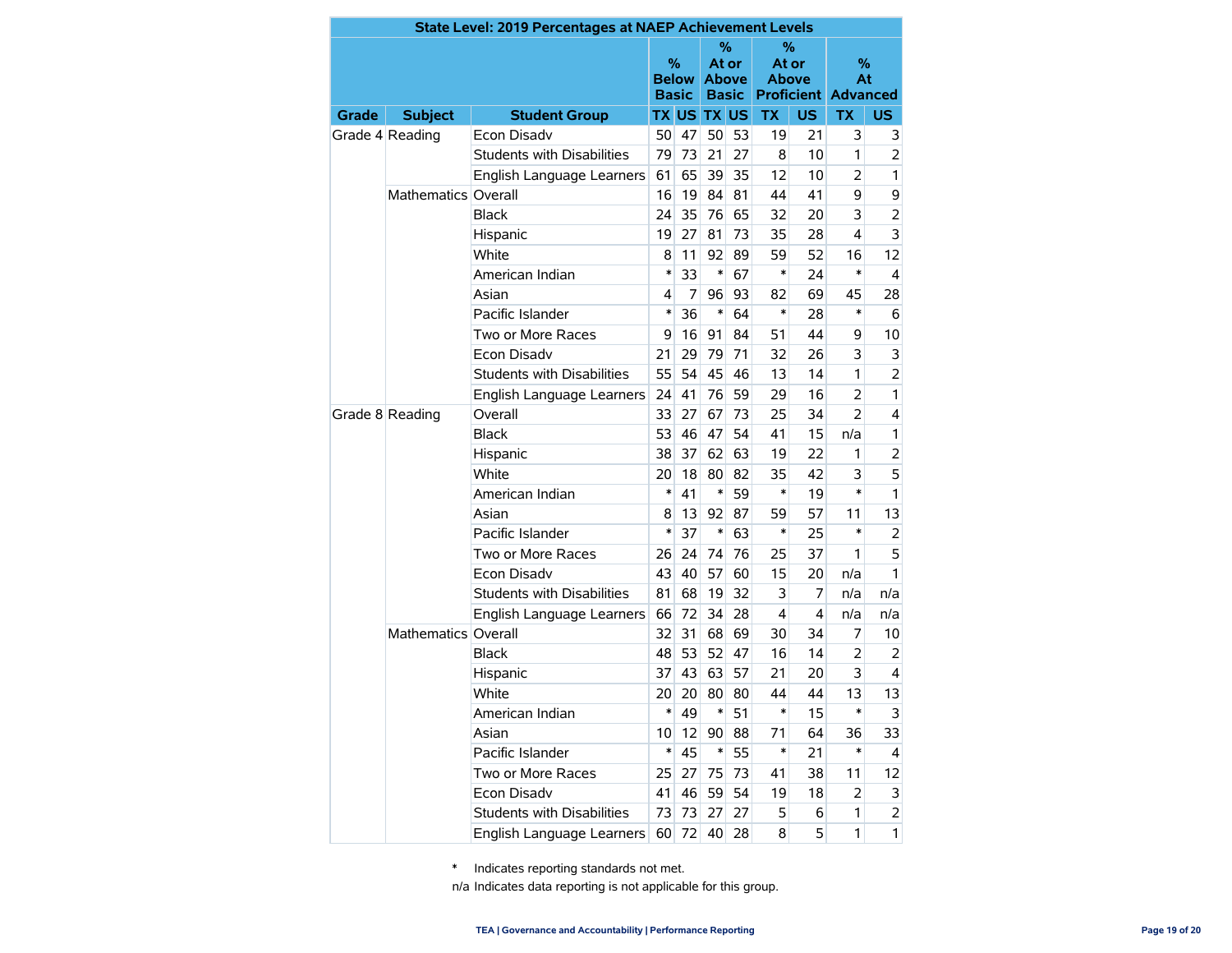| State Level: 2019 Percentages at NAEP Achievement Levels | | | | | | | | | | |
|---|---|---|---|---|---|---|---|---|---|---|
| | | | % Below Basic | | % At or Above Basic | | % At or Above Proficient | | % At Advanced | |
| Grade | Subject | Student Group | TX | US | TX | US | TX | US | TX | US |
| Grade 4 | Reading | Econ Disadv | 50 | 47 | 50 | 53 | 19 | 21 | 3 | 3 |
| | | Students with Disabilities | 79 | 73 | 21 | 27 | 8 | 10 | 1 | 2 |
| | | English Language Learners | 61 | 65 | 39 | 35 | 12 | 10 | 2 | 1 |
| | Mathematics | Overall | 16 | 19 | 84 | 81 | 44 | 41 | 9 | 9 |
| | | Black | 24 | 35 | 76 | 65 | 32 | 20 | 3 | 2 |
| | | Hispanic | 19 | 27 | 81 | 73 | 35 | 28 | 4 | 3 |
| | | White | 8 | 11 | 92 | 89 | 59 | 52 | 16 | 12 |
| | | American Indian | * | 33 | * | 67 | * | 24 | * | 4 |
| | | Asian | 4 | 7 | 96 | 93 | 82 | 69 | 45 | 28 |
| | | Pacific Islander | * | 36 | * | 64 | * | 28 | * | 6 |
| | | Two or More Races | 9 | 16 | 91 | 84 | 51 | 44 | 9 | 10 |
| | | Econ Disadv | 21 | 29 | 79 | 71 | 32 | 26 | 3 | 3 |
| | | Students with Disabilities | 55 | 54 | 45 | 46 | 13 | 14 | 1 | 2 |
| | | English Language Learners | 24 | 41 | 76 | 59 | 29 | 16 | 2 | 1 |
| Grade 8 | Reading | Overall | 33 | 27 | 67 | 73 | 25 | 34 | 2 | 4 |
| | | Black | 53 | 46 | 47 | 54 | 41 | 15 | n/a | 1 |
| | | Hispanic | 38 | 37 | 62 | 63 | 19 | 22 | 1 | 2 |
| | | White | 20 | 18 | 80 | 82 | 35 | 42 | 3 | 5 |
| | | American Indian | * | 41 | * | 59 | * | 19 | * | 1 |
| | | Asian | 8 | 13 | 92 | 87 | 59 | 57 | 11 | 13 |
| | | Pacific Islander | * | 37 | * | 63 | * | 25 | * | 2 |
| | | Two or More Races | 26 | 24 | 74 | 76 | 25 | 37 | 1 | 5 |
| | | Econ Disadv | 43 | 40 | 57 | 60 | 15 | 20 | n/a | 1 |
| | | Students with Disabilities | 81 | 68 | 19 | 32 | 3 | 7 | n/a | n/a |
| | | English Language Learners | 66 | 72 | 34 | 28 | 4 | 4 | n/a | n/a |
| | Mathematics | Overall | 32 | 31 | 68 | 69 | 30 | 34 | 7 | 10 |
| | | Black | 48 | 53 | 52 | 47 | 16 | 14 | 2 | 2 |
| | | Hispanic | 37 | 43 | 63 | 57 | 21 | 20 | 3 | 4 |
| | | White | 20 | 20 | 80 | 80 | 44 | 44 | 13 | 13 |
| | | American Indian | * | 49 | * | 51 | * | 15 | * | 3 |
| | | Asian | 10 | 12 | 90 | 88 | 71 | 64 | 36 | 33 |
| | | Pacific Islander | * | 45 | * | 55 | * | 21 | * | 4 |
| | | Two or More Races | 25 | 27 | 75 | 73 | 41 | 38 | 11 | 12 |
| | | Econ Disadv | 41 | 46 | 59 | 54 | 19 | 18 | 2 | 3 |
| | | Students with Disabilities | 73 | 73 | 27 | 27 | 5 | 6 | 1 | 2 |
| | | English Language Learners | 60 | 72 | 40 | 28 | 8 | 5 | 1 | 1 |

\* Indicates reporting standards not met.

n/a Indicates data reporting is not applicable for this group.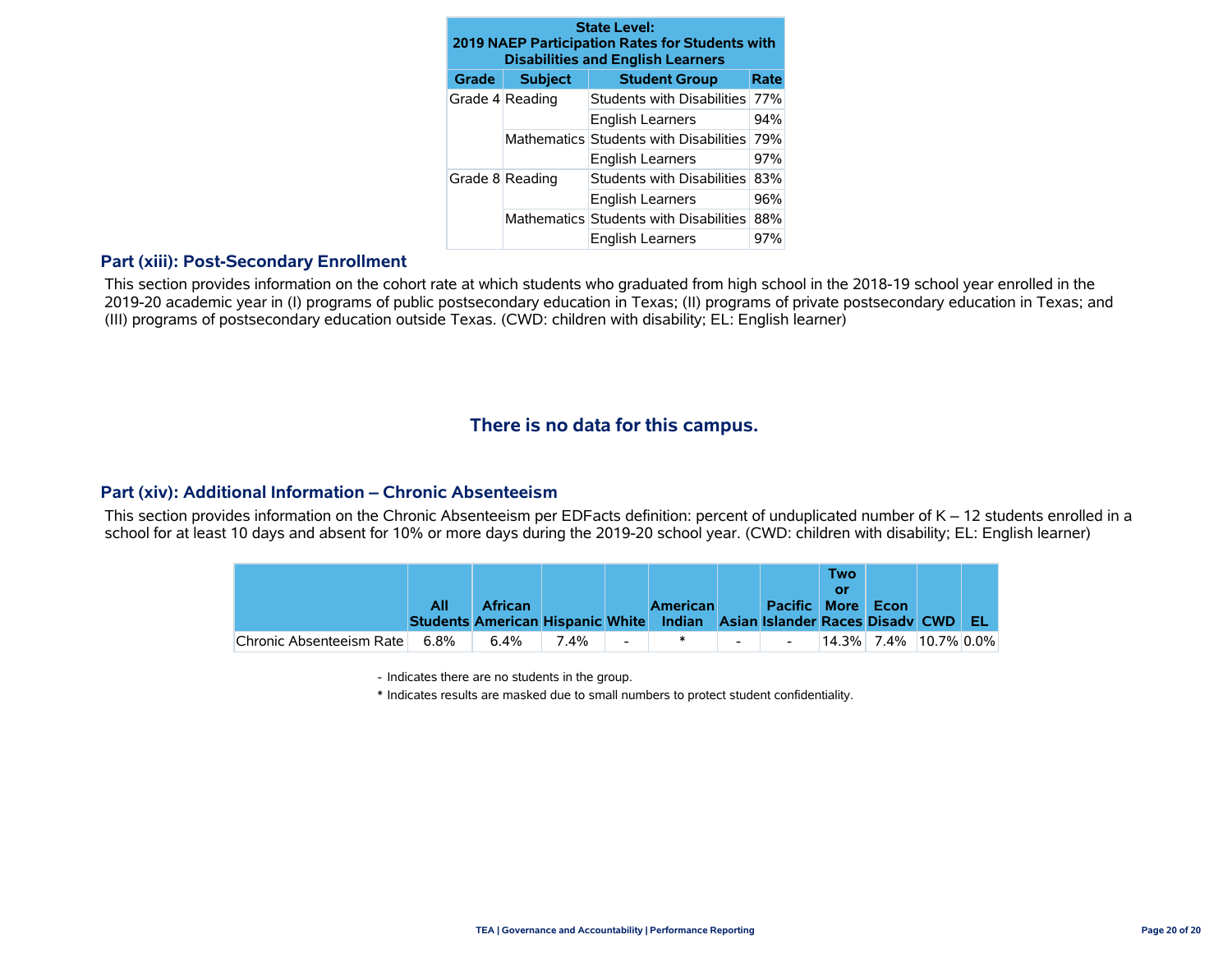| State Level: 2019 NAEP Participation Rates for Students with Disabilities and English Learners | | | |
|---|---|---|---|
| Grade | Subject | Student Group | Rate |
| Grade 4 | Reading | Students with Disabilities | 77% |
| | | English Learners | 94% |
| | Mathematics | Students with Disabilities | 79% |
| | | English Learners | 97% |
| Grade 8 | Reading | Students with Disabilities | 83% |
| | | English Learners | 96% |
| | Mathematics | Students with Disabilities | 88% |
| | | English Learners | 97% |

### Part (xiii): Post-Secondary Enrollment

This section provides information on the cohort rate at which students who graduated from high school in the 2018-19 school year enrolled in the 2019-20 academic year in (I) programs of public postsecondary education in Texas; (II) programs of private postsecondary education in Texas; and (III) programs of postsecondary education outside Texas. (CWD: children with disability; EL: English learner)

**There is no data for this campus.**

### Part (xiv): Additional Information – Chronic Absenteeism

This section provides information on the Chronic Absenteeism per EDFacts definition: percent of unduplicated number of K – 12 students enrolled in a school for at least 10 days and absent for 10% or more days during the 2019-20 school year. (CWD: children with disability; EL: English learner)

| | All Students | African American | Hispanic | White | American Indian | Asian | Pacific Islander | Two or More Races | Econ Disadv | CWD | EL |
|---|---|---|---|---|---|---|---|---|---|---|---|
| Chronic Absenteeism Rate | 6.8% | 6.4% | 7.4% | - | * | - | - | 14.3% | 7.4% | 10.7% | 0.0% |

- Indicates there are no students in the group.

* Indicates results are masked due to small numbers to protect student confidentiality.